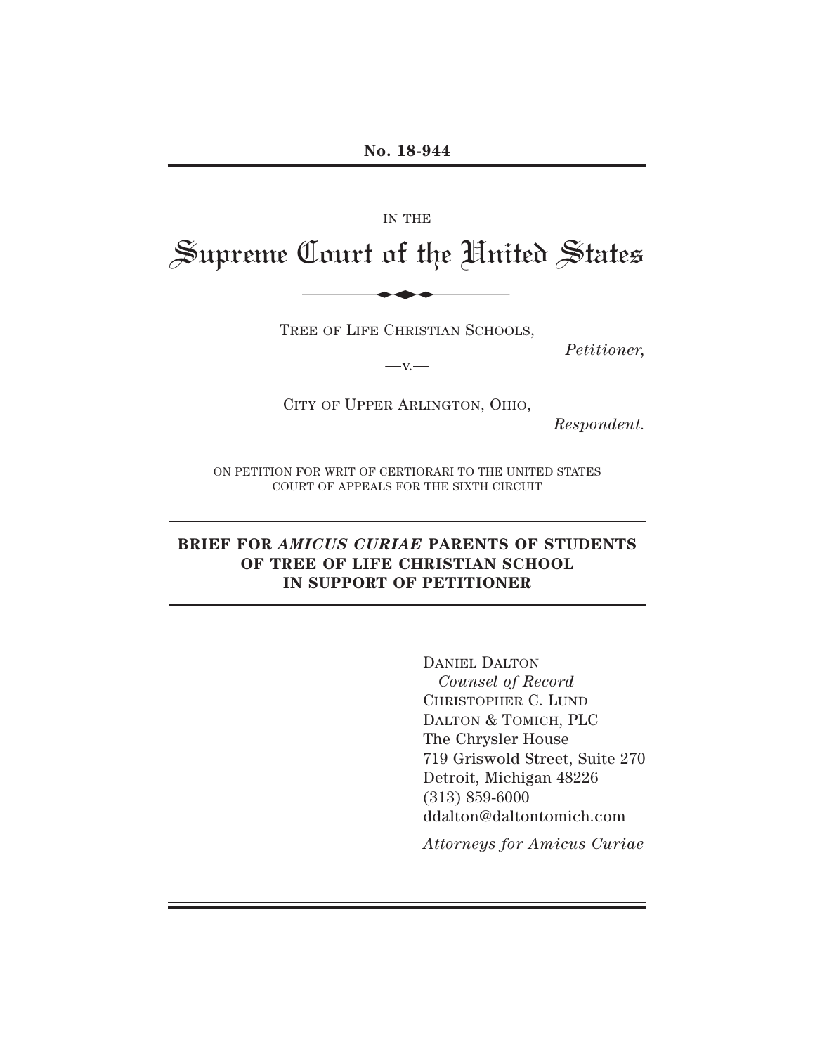**No. 18-944**

IN THE

# Supreme Court of the United States

TREE OF LIFE CHRISTIAN SCHOOLS,

*Petitioner*,

—v.—

CITY OF UPPER ARLINGTON, OHIO,

*Respondent.*

ON PETITION FOR WRIT OF CERTIORARI TO THE UNITED STATES COURT OF APPEALS FOR THE SIXTH CIRCUIT

## BRIEF FOR *AMICUS CURIAE* PARENTS OF STUDENTS OF TREE OF LIFE CHRISTIAN SCHOOL IN SUPPORT OF PETITIONER

DANIEL DALTON
*Counsel of Record*
CHRISTOPHER C. LUND
DALTON & TOMICH, PLC
The Chrysler House
719 Griswold Street, Suite 270
Detroit, Michigan 48226
(313) 859-6000
ddalton@daltontomich.com

*Attorneys for Amicus Curiae*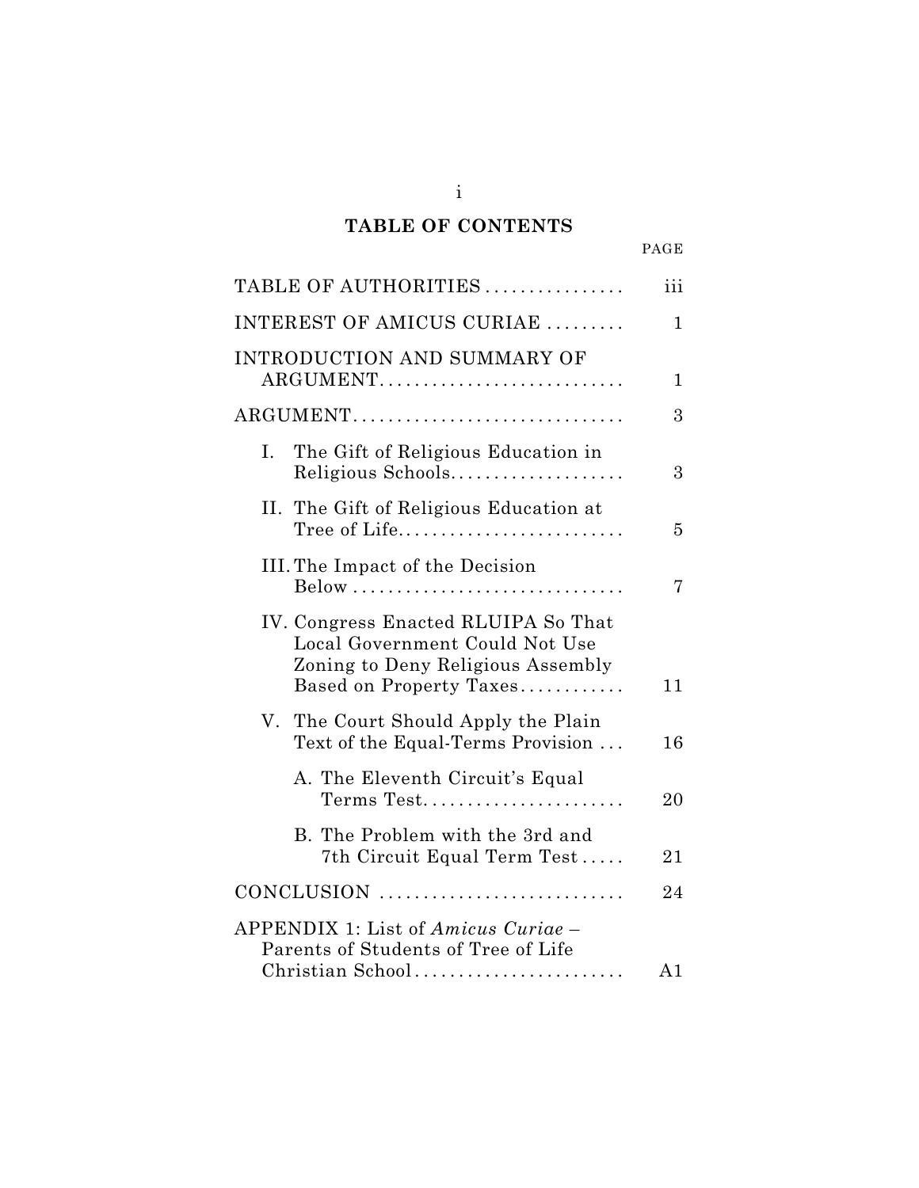## TABLE OF CONTENTS

| | PAGE |
|---|---|
| TABLE OF AUTHORITIES | iii |
| INTEREST OF AMICUS CURIAE | 1 |
| INTRODUCTION AND SUMMARY OF ARGUMENT | 1 |
| ARGUMENT | 3 |
| I. The Gift of Religious Education in Religious Schools | 3 |
| II. The Gift of Religious Education at Tree of Life | 5 |
| III. The Impact of the Decision Below | 7 |
| IV. Congress Enacted RLUIPA So That Local Government Could Not Use Zoning to Deny Religious Assembly Based on Property Taxes | 11 |
| V. The Court Should Apply the Plain Text of the Equal-Terms Provision | 16 |
| A. The Eleventh Circuit's Equal Terms Test | 20 |
| B. The Problem with the 3rd and 7th Circuit Equal Term Test | 21 |
| CONCLUSION | 24 |
| APPENDIX 1: List of *Amicus Curiae* – Parents of Students of Tree of Life Christian School | A1 |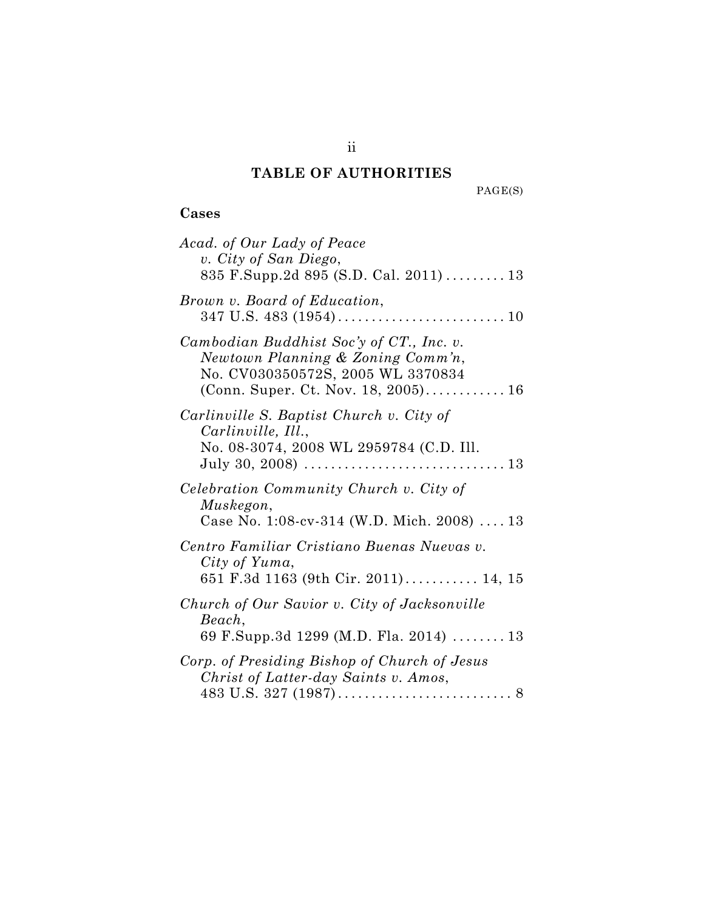## TABLE OF AUTHORITIES

PAGE(S)

### Cases

*Acad. of Our Lady of Peace v. City of San Diego*, 835 F.Supp.2d 895 (S.D. Cal. 2011) ......... 13

*Brown v. Board of Education*, 347 U.S. 483 (1954) ......................... 10

*Cambodian Buddhist Soc'y of CT., Inc. v. Newtown Planning & Zoning Comm'n*, No. CV030350572S, 2005 WL 3370834 (Conn. Super. Ct. Nov. 18, 2005) ............ 16

*Carlinville S. Baptist Church v. City of Carlinville, Ill.*, No. 08-3074, 2008 WL 2959784 (C.D. Ill. July 30, 2008) .............................. 13

*Celebration Community Church v. City of Muskegon*, Case No. 1:08-cv-314 (W.D. Mich. 2008) .... 13

*Centro Familiar Cristiano Buenas Nuevas v. City of Yuma*, 651 F.3d 1163 (9th Cir. 2011) ........... 14, 15

*Church of Our Savior v. City of Jacksonville Beach*, 69 F.Supp.3d 1299 (M.D. Fla. 2014) ........ 13

*Corp. of Presiding Bishop of Church of Jesus Christ of Latter-day Saints v. Amos*, 483 U.S. 327 (1987) .......................... 8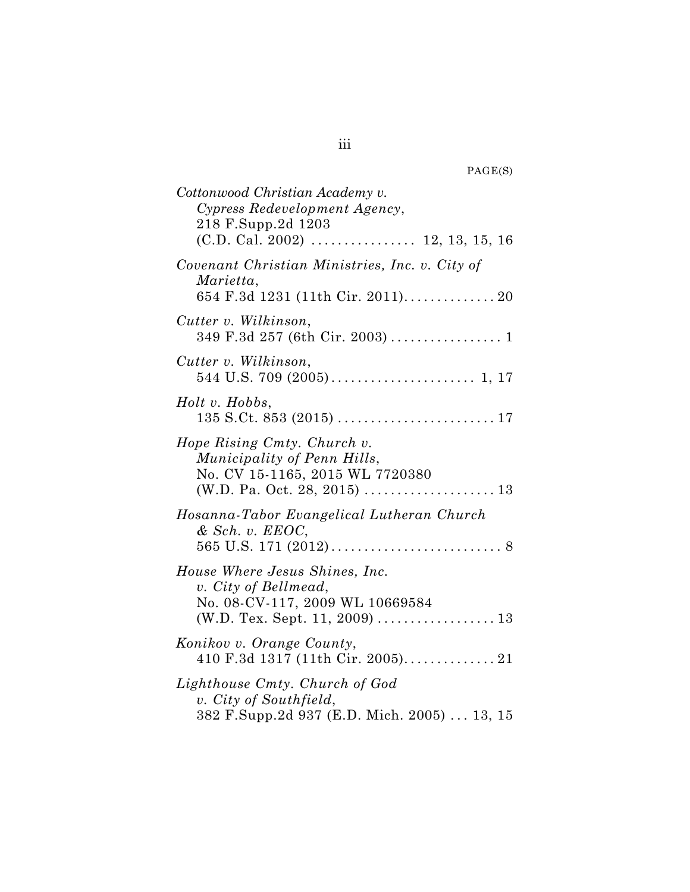PAGE(S)

*Cottonwood Christian Academy v. Cypress Redevelopment Agency*, 218 F.Supp.2d 1203 (C.D. Cal. 2002) ................ 12, 13, 15, 16

*Covenant Christian Ministries, Inc. v. City of Marietta*, 654 F.3d 1231 (11th Cir. 2011).............. 20

*Cutter v. Wilkinson*, 349 F.3d 257 (6th Cir. 2003) ................. 1

*Cutter v. Wilkinson*, 544 U.S. 709 (2005)...................... 1, 17

*Holt v. Hobbs*, 135 S.Ct. 853 (2015) ........................ 17

*Hope Rising Cmty. Church v. Municipality of Penn Hills*, No. CV 15-1165, 2015 WL 7720380 (W.D. Pa. Oct. 28, 2015) .................... 13

*Hosanna-Tabor Evangelical Lutheran Church & Sch. v. EEOC*, 565 U.S. 171 (2012).......................... 8

*House Where Jesus Shines, Inc. v. City of Bellmead*, No. 08-CV-117, 2009 WL 10669584 (W.D. Tex. Sept. 11, 2009) .................. 13

*Konikov v. Orange County*, 410 F.3d 1317 (11th Cir. 2005).............. 21

*Lighthouse Cmty. Church of God v. City of Southfield*, 382 F.Supp.2d 937 (E.D. Mich. 2005) ... 13, 15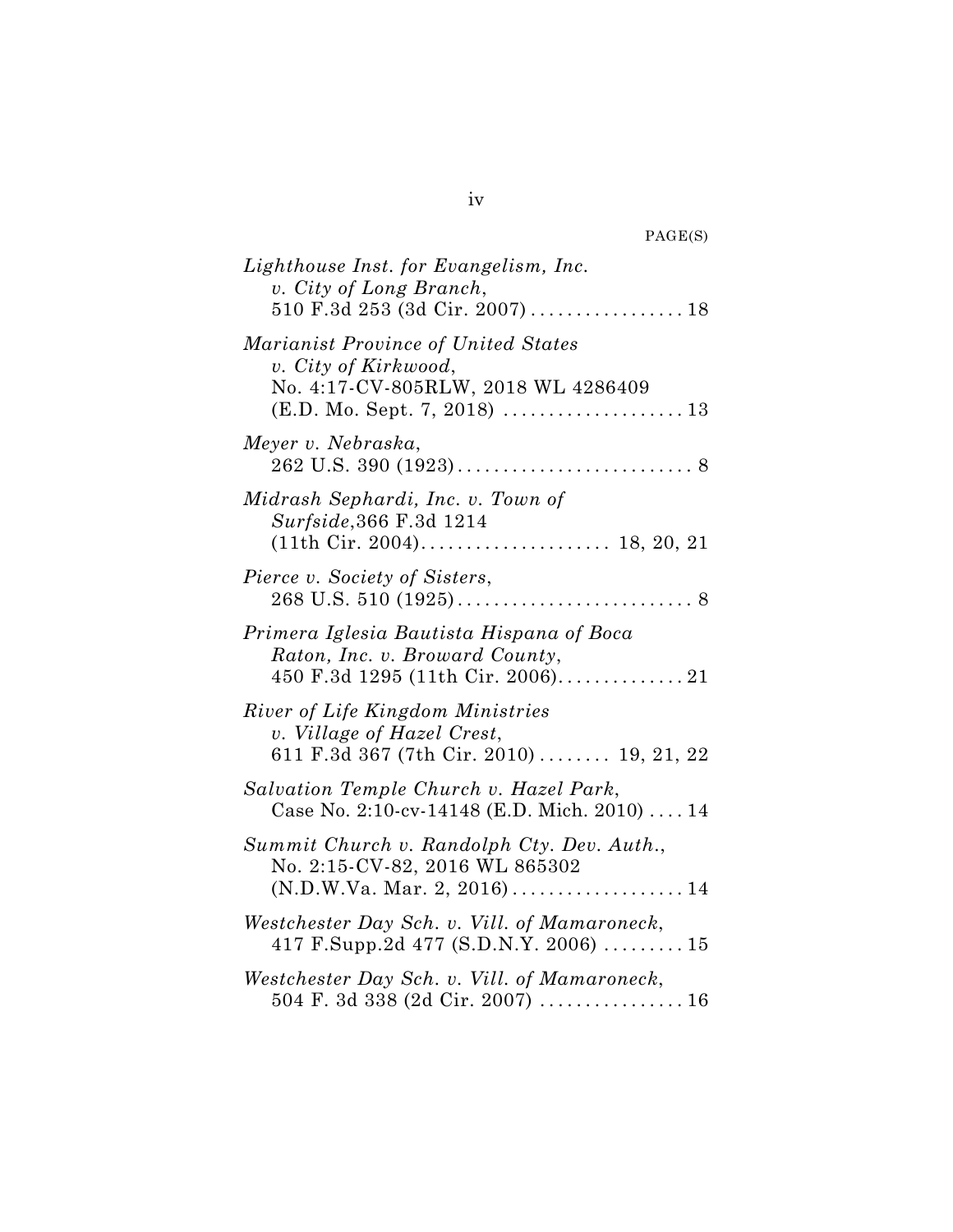PAGE(S)

*Lighthouse Inst. for Evangelism, Inc. v. City of Long Branch*, 510 F.3d 253 (3d Cir. 2007) . . . . . . . . . . . . . . . . . 18

*Marianist Province of United States v. City of Kirkwood*, No. 4:17-CV-805RLW, 2018 WL 4286409 (E.D. Mo. Sept. 7, 2018) . . . . . . . . . . . . . . . . . . . . 13

*Meyer v. Nebraska*, 262 U.S. 390 (1923) . . . . . . . . . . . . . . . . . . . . . . . . . . 8

*Midrash Sephardi, Inc. v. Town of Surfside*,366 F.3d 1214 (11th Cir. 2004). . . . . . . . . . . . . . . . . . . . . 18, 20, 21

*Pierce v. Society of Sisters*, 268 U.S. 510 (1925) . . . . . . . . . . . . . . . . . . . . . . . . . . 8

*Primera Iglesia Bautista Hispana of Boca Raton, Inc. v. Broward County*, 450 F.3d 1295 (11th Cir. 2006). . . . . . . . . . . . . . 21

*River of Life Kingdom Ministries v. Village of Hazel Crest*, 611 F.3d 367 (7th Cir. 2010) . . . . . . . . 19, 21, 22

*Salvation Temple Church v. Hazel Park*, Case No. 2:10-cv-14148 (E.D. Mich. 2010) . . . . 14

*Summit Church v. Randolph Cty. Dev. Auth.*, No. 2:15-CV-82, 2016 WL 865302 (N.D.W.Va. Mar. 2, 2016) . . . . . . . . . . . . . . . . . . . 14

*Westchester Day Sch. v. Vill. of Mamaroneck*, 417 F.Supp.2d 477 (S.D.N.Y. 2006) . . . . . . . . . 15

*Westchester Day Sch. v. Vill. of Mamaroneck*, 504 F. 3d 338 (2d Cir. 2007) . . . . . . . . . . . . . . . . 16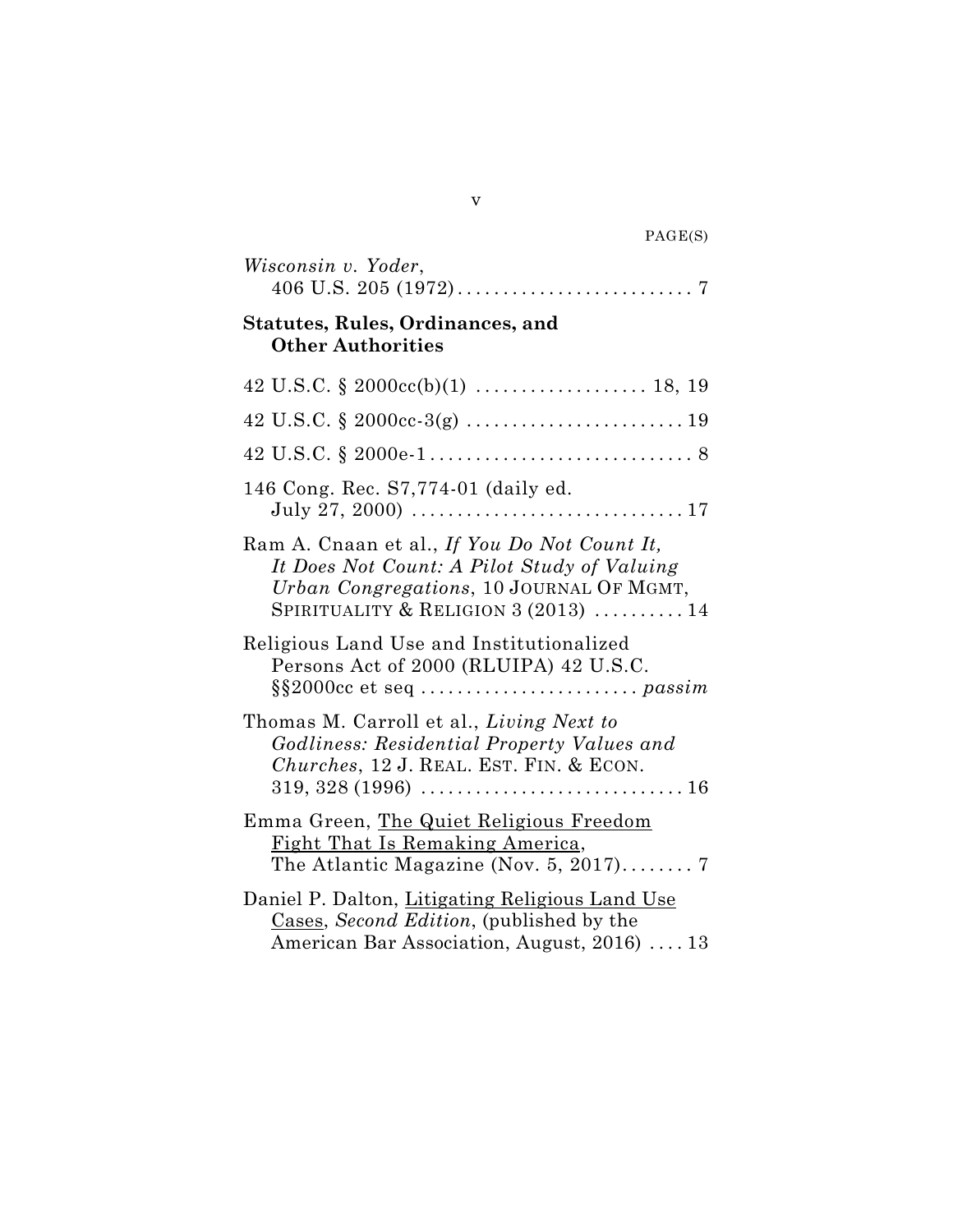PAGE(S)

*Wisconsin v. Yoder*,
406 U.S. 205 (1972) . . . . . . . . . . . . . . . . . . . . . . . . . . 7

**Statutes, Rules, Ordinances, and Other Authorities**

42 U.S.C. § 2000cc(b)(1) . . . . . . . . . . . . . . . . . . . 18, 19

42 U.S.C. § 2000cc-3(g) . . . . . . . . . . . . . . . . . . . . . . . . 19

42 U.S.C. § 2000e-1 . . . . . . . . . . . . . . . . . . . . . . . . . . . . 8

146 Cong. Rec. S7,774-01 (daily ed. July 27, 2000) . . . . . . . . . . . . . . . . . . . . . . . . . . . . . 17

Ram A. Cnaan et al., *If You Do Not Count It, It Does Not Count: A Pilot Study of Valuing Urban Congregations*, 10 JOURNAL OF MGMT, SPIRITUALITY & RELIGION 3 (2013) . . . . . . . . . . 14

Religious Land Use and Institutionalized Persons Act of 2000 (RLUIPA) 42 U.S.C. §§2000cc et seq . . . . . . . . . . . . . . . . . . . . . . . . *passim*

Thomas M. Carroll et al., *Living Next to Godliness: Residential Property Values and Churches*, 12 J. REAL. EST. FIN. & ECON. 319, 328 (1996) . . . . . . . . . . . . . . . . . . . . . . . . . . . . 16

Emma Green, The Quiet Religious Freedom Fight That Is Remaking America, The Atlantic Magazine (Nov. 5, 2017). . . . . . . . 7

Daniel P. Dalton, Litigating Religious Land Use Cases, *Second Edition*, (published by the American Bar Association, August, 2016) . . . . 13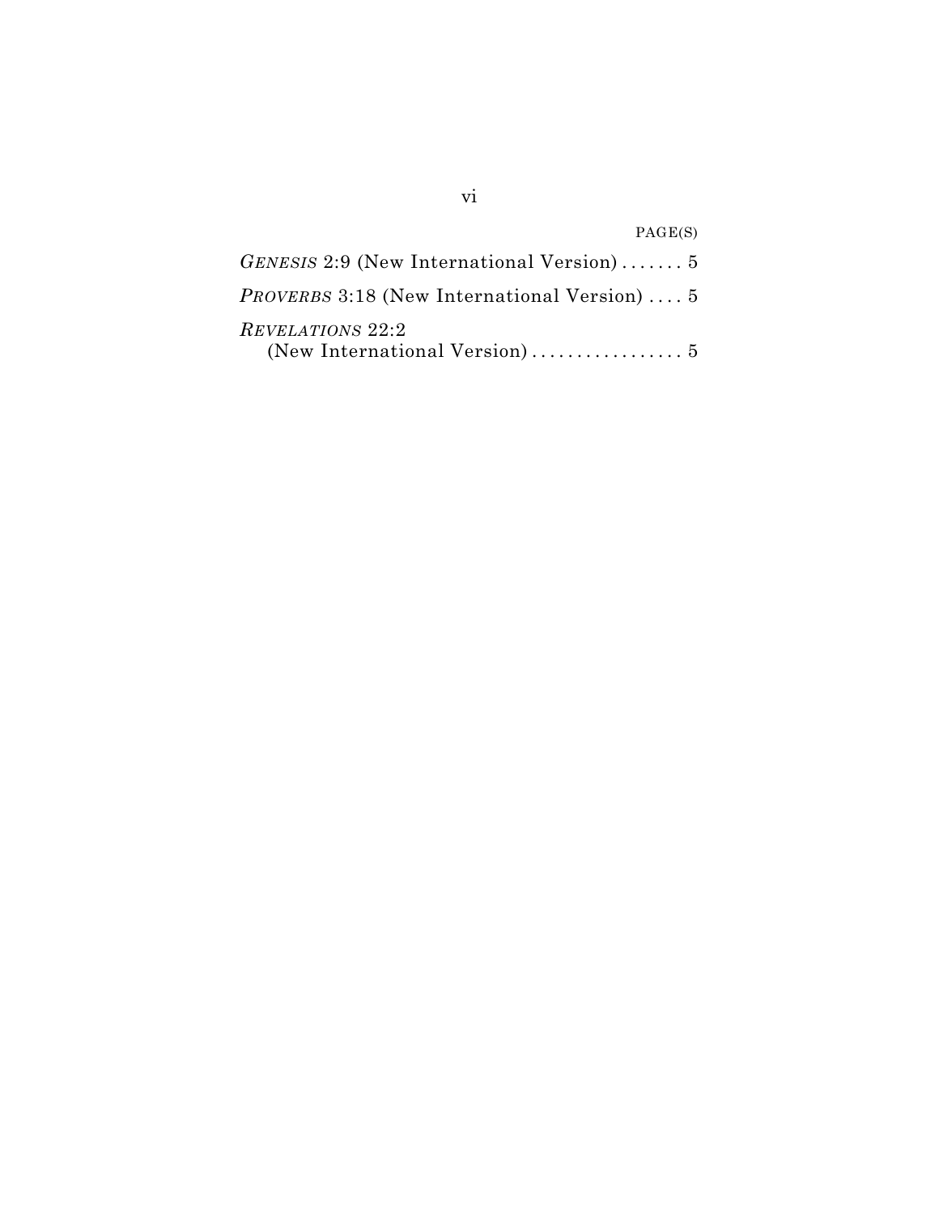PAGE(S)

*GENESIS* 2:9 (New International Version) . . . . . . . 5

*PROVERBS* 3:18 (New International Version) . . . . 5

*REVELATIONS* 22:2
(New International Version) . . . . . . . . . . . . . . . . . 5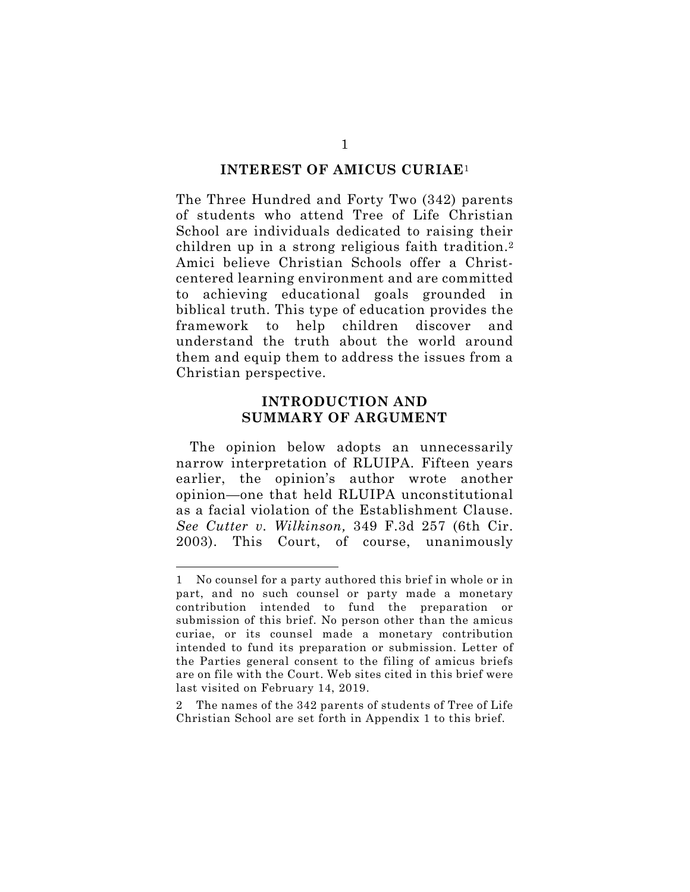## INTEREST OF AMICUS CURIAE[1]

The Three Hundred and Forty Two (342) parents of students who attend Tree of Life Christian School are individuals dedicated to raising their children up in a strong religious faith tradition.[2] Amici believe Christian Schools offer a Christ-centered learning environment and are committed to achieving educational goals grounded in biblical truth. This type of education provides the framework to help children discover and understand the truth about the world around them and equip them to address the issues from a Christian perspective.

## INTRODUCTION AND SUMMARY OF ARGUMENT

The opinion below adopts an unnecessarily narrow interpretation of RLUIPA. Fifteen years earlier, the opinion's author wrote another opinion—one that held RLUIPA unconstitutional as a facial violation of the Establishment Clause. *See Cutter v. Wilkinson,* 349 F.3d 257 (6th Cir. 2003). This Court, of course, unanimously

---

1 No counsel for a party authored this brief in whole or in part, and no such counsel or party made a monetary contribution intended to fund the preparation or submission of this brief. No person other than the amicus curiae, or its counsel made a monetary contribution intended to fund its preparation or submission. Letter of the Parties general consent to the filing of amicus briefs are on file with the Court. Web sites cited in this brief were last visited on February 14, 2019.

2 The names of the 342 parents of students of Tree of Life Christian School are set forth in Appendix 1 to this brief.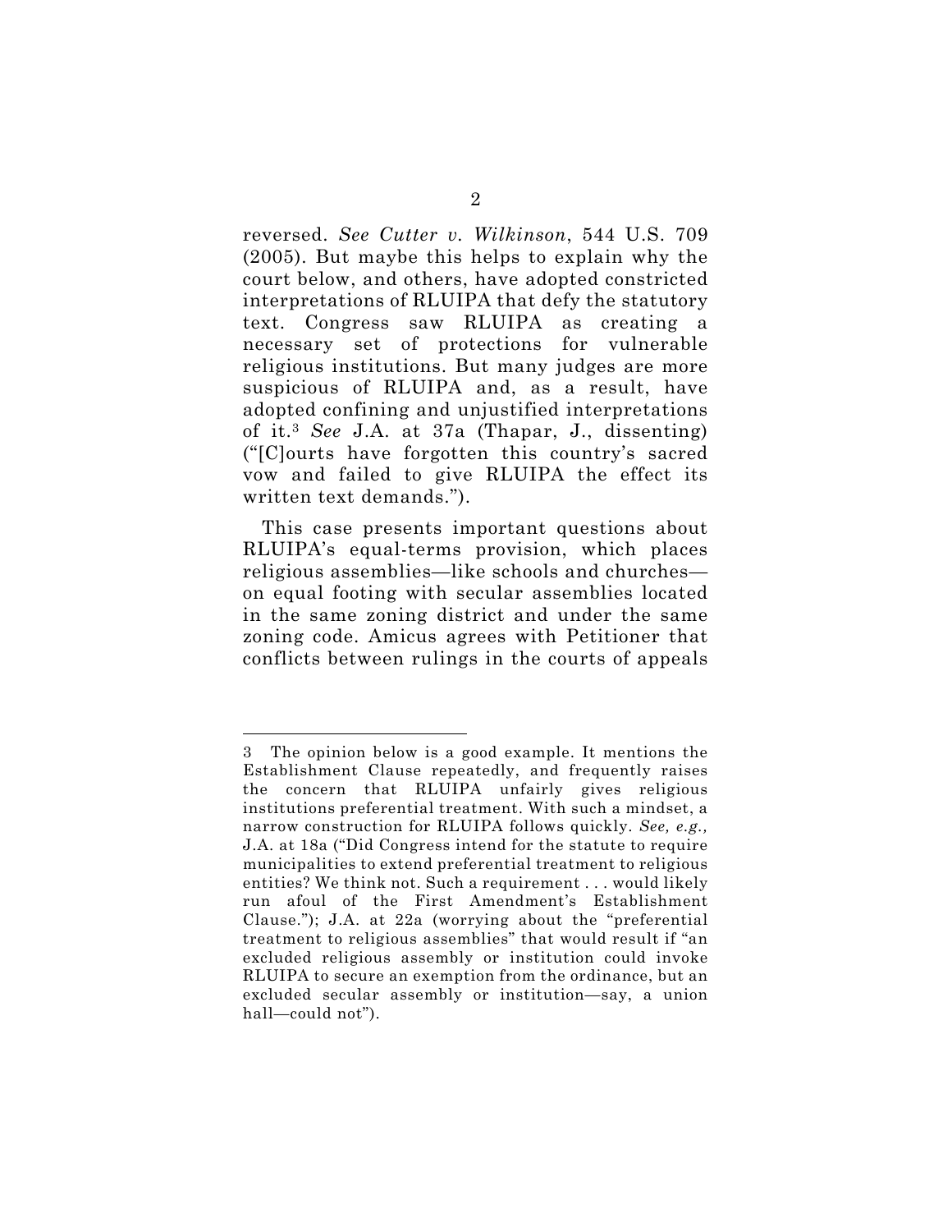reversed. *See Cutter v. Wilkinson*, 544 U.S. 709 (2005). But maybe this helps to explain why the court below, and others, have adopted constricted interpretations of RLUIPA that defy the statutory text. Congress saw RLUIPA as creating a necessary set of protections for vulnerable religious institutions. But many judges are more suspicious of RLUIPA and, as a result, have adopted confining and unjustified interpretations of it.[3] *See* J.A. at 37a (Thapar, J., dissenting) ("[C]ourts have forgotten this country's sacred vow and failed to give RLUIPA the effect its written text demands.").

This case presents important questions about RLUIPA's equal-terms provision, which places religious assemblies—like schools and churches—on equal footing with secular assemblies located in the same zoning district and under the same zoning code. Amicus agrees with Petitioner that conflicts between rulings in the courts of appeals

---

3 The opinion below is a good example. It mentions the Establishment Clause repeatedly, and frequently raises the concern that RLUIPA unfairly gives religious institutions preferential treatment. With such a mindset, a narrow construction for RLUIPA follows quickly. *See, e.g.,* J.A. at 18a ("Did Congress intend for the statute to require municipalities to extend preferential treatment to religious entities? We think not. Such a requirement . . . would likely run afoul of the First Amendment's Establishment Clause."); J.A. at 22a (worrying about the "preferential treatment to religious assemblies" that would result if "an excluded religious assembly or institution could invoke RLUIPA to secure an exemption from the ordinance, but an excluded secular assembly or institution—say, a union hall—could not").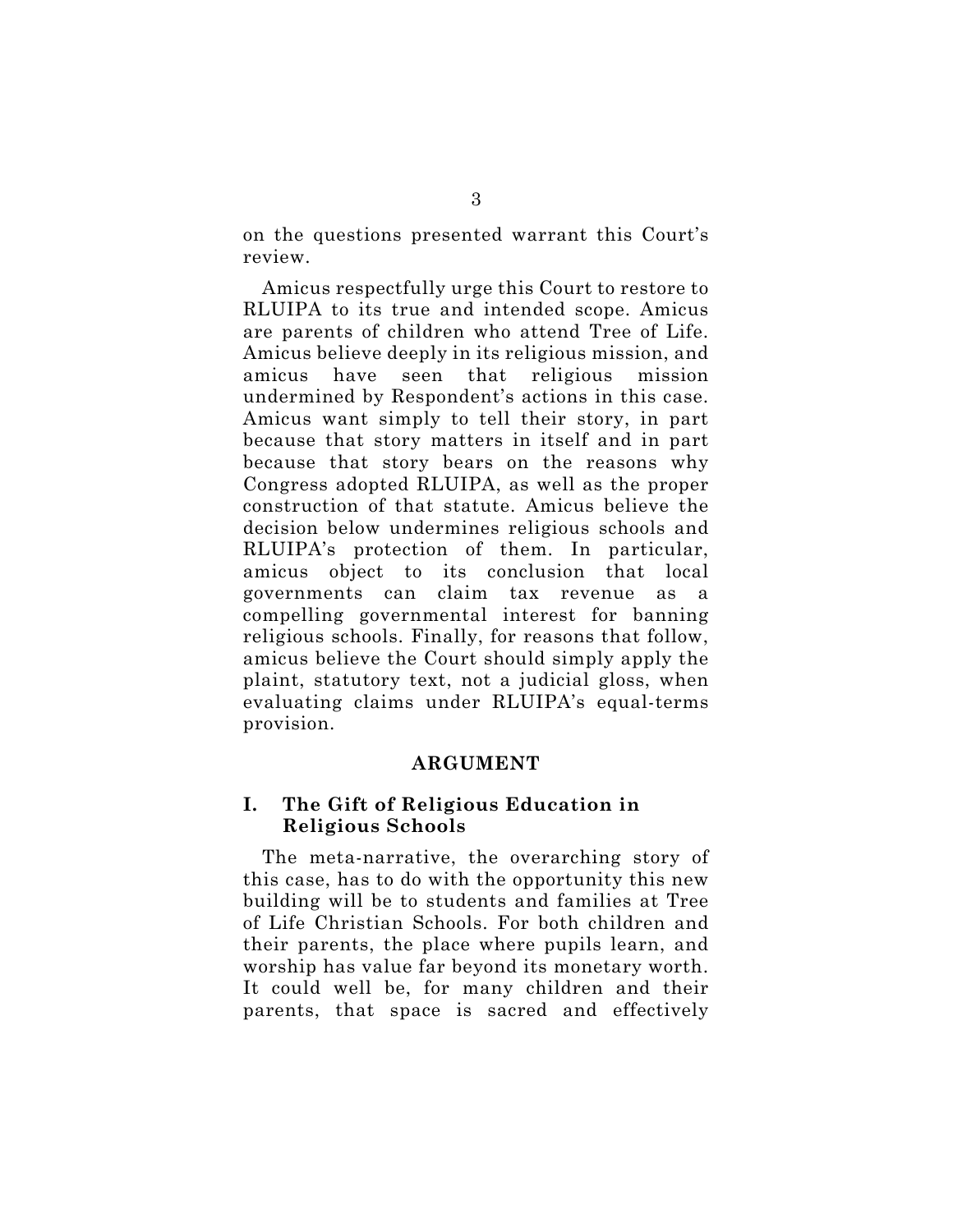on the questions presented warrant this Court's review.

Amicus respectfully urge this Court to restore to RLUIPA to its true and intended scope. Amicus are parents of children who attend Tree of Life. Amicus believe deeply in its religious mission, and amicus have seen that religious mission undermined by Respondent's actions in this case. Amicus want simply to tell their story, in part because that story matters in itself and in part because that story bears on the reasons why Congress adopted RLUIPA, as well as the proper construction of that statute. Amicus believe the decision below undermines religious schools and RLUIPA's protection of them. In particular, amicus object to its conclusion that local governments can claim tax revenue as a compelling governmental interest for banning religious schools. Finally, for reasons that follow, amicus believe the Court should simply apply the plaint, statutory text, not a judicial gloss, when evaluating claims under RLUIPA's equal-terms provision.

## ARGUMENT

### I. The Gift of Religious Education in Religious Schools

The meta-narrative, the overarching story of this case, has to do with the opportunity this new building will be to students and families at Tree of Life Christian Schools. For both children and their parents, the place where pupils learn, and worship has value far beyond its monetary worth. It could well be, for many children and their parents, that space is sacred and effectively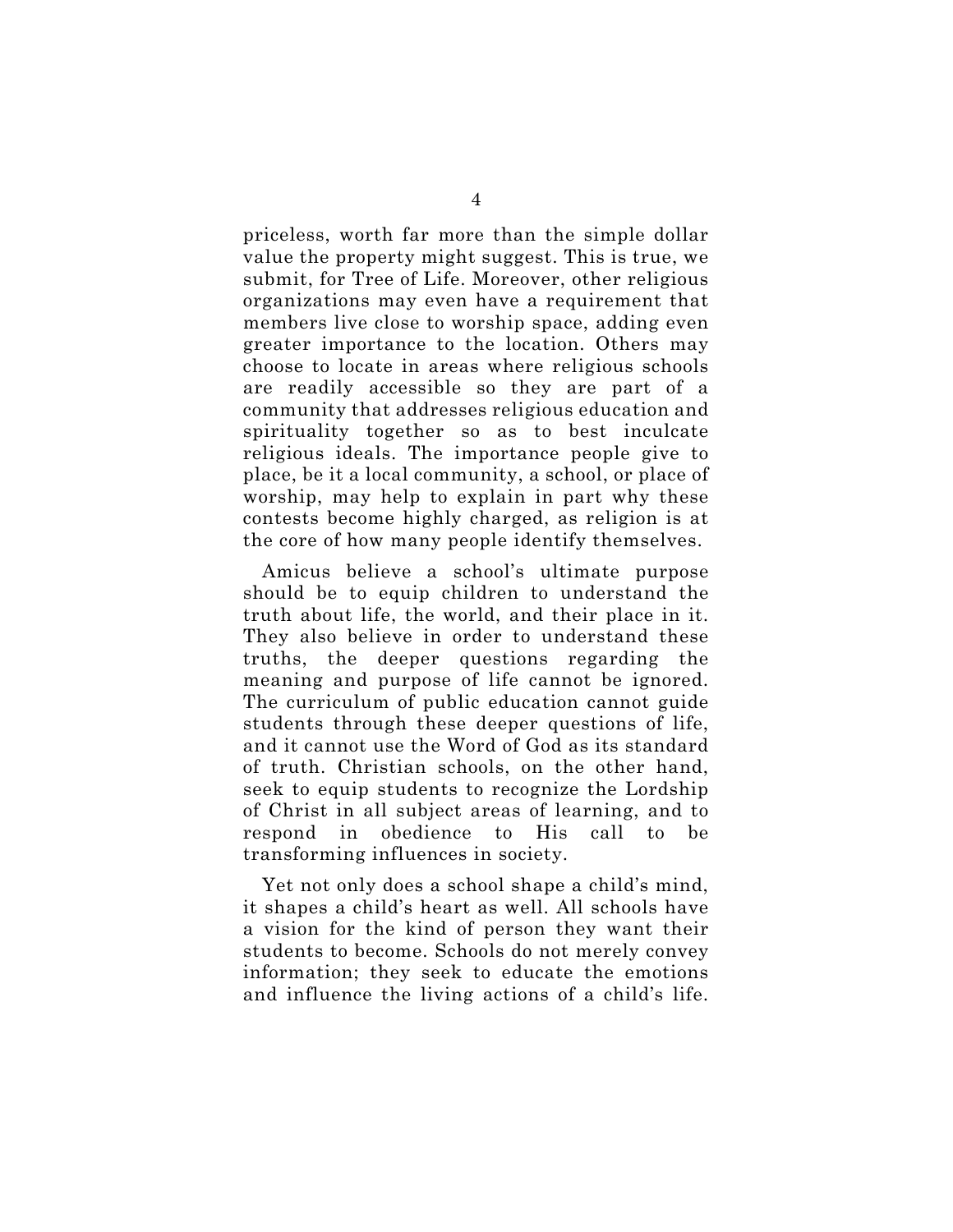priceless, worth far more than the simple dollar value the property might suggest. This is true, we submit, for Tree of Life. Moreover, other religious organizations may even have a requirement that members live close to worship space, adding even greater importance to the location. Others may choose to locate in areas where religious schools are readily accessible so they are part of a community that addresses religious education and spirituality together so as to best inculcate religious ideals. The importance people give to place, be it a local community, a school, or place of worship, may help to explain in part why these contests become highly charged, as religion is at the core of how many people identify themselves.

Amicus believe a school's ultimate purpose should be to equip children to understand the truth about life, the world, and their place in it. They also believe in order to understand these truths, the deeper questions regarding the meaning and purpose of life cannot be ignored. The curriculum of public education cannot guide students through these deeper questions of life, and it cannot use the Word of God as its standard of truth. Christian schools, on the other hand, seek to equip students to recognize the Lordship of Christ in all subject areas of learning, and to respond in obedience to His call to be transforming influences in society.

Yet not only does a school shape a child's mind, it shapes a child's heart as well. All schools have a vision for the kind of person they want their students to become. Schools do not merely convey information; they seek to educate the emotions and influence the living actions of a child's life.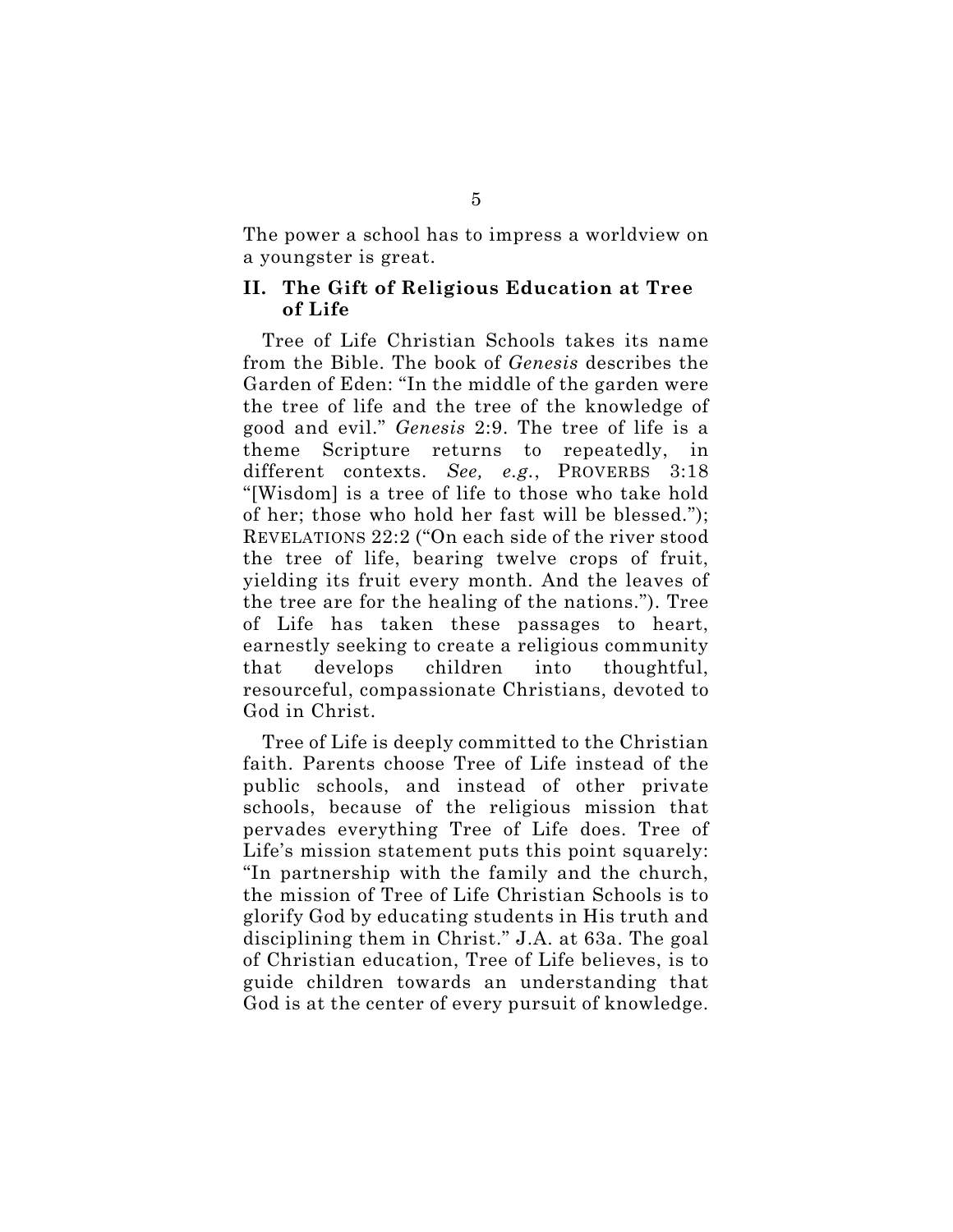The power a school has to impress a worldview on a youngster is great.

## II. The Gift of Religious Education at Tree of Life

Tree of Life Christian Schools takes its name from the Bible. The book of *Genesis* describes the Garden of Eden: "In the middle of the garden were the tree of life and the tree of the knowledge of good and evil." *Genesis* 2:9. The tree of life is a theme Scripture returns to repeatedly, in different contexts. *See, e.g.*, PROVERBS 3:18 "[Wisdom] is a tree of life to those who take hold of her; those who hold her fast will be blessed."); REVELATIONS 22:2 ("On each side of the river stood the tree of life, bearing twelve crops of fruit, yielding its fruit every month. And the leaves of the tree are for the healing of the nations."). Tree of Life has taken these passages to heart, earnestly seeking to create a religious community that develops children into thoughtful, resourceful, compassionate Christians, devoted to God in Christ.

Tree of Life is deeply committed to the Christian faith. Parents choose Tree of Life instead of the public schools, and instead of other private schools, because of the religious mission that pervades everything Tree of Life does. Tree of Life's mission statement puts this point squarely: "In partnership with the family and the church, the mission of Tree of Life Christian Schools is to glorify God by educating students in His truth and disciplining them in Christ." J.A. at 63a. The goal of Christian education, Tree of Life believes, is to guide children towards an understanding that God is at the center of every pursuit of knowledge.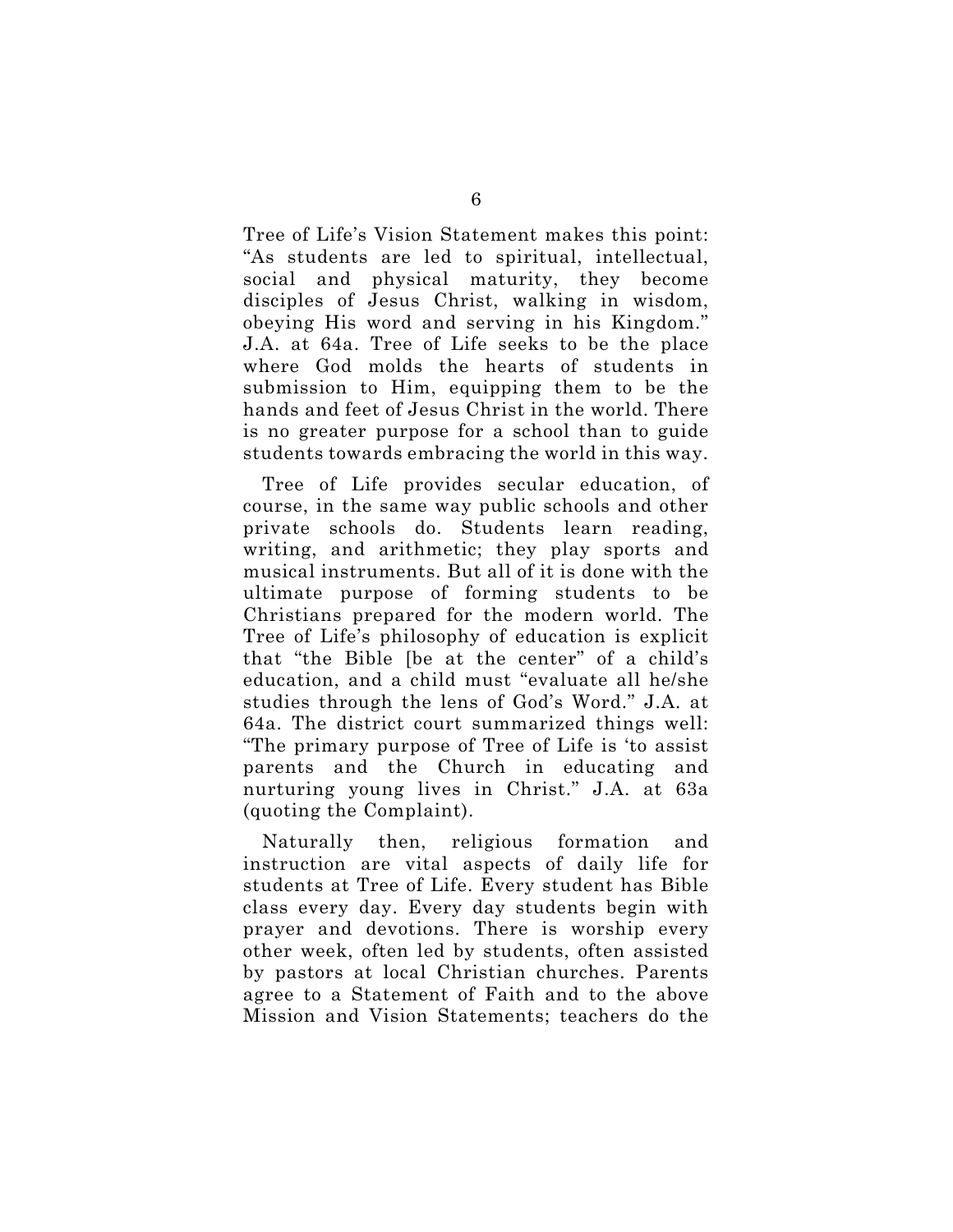Tree of Life's Vision Statement makes this point: "As students are led to spiritual, intellectual, social and physical maturity, they become disciples of Jesus Christ, walking in wisdom, obeying His word and serving in his Kingdom." J.A. at 64a. Tree of Life seeks to be the place where God molds the hearts of students in submission to Him, equipping them to be the hands and feet of Jesus Christ in the world. There is no greater purpose for a school than to guide students towards embracing the world in this way.

Tree of Life provides secular education, of course, in the same way public schools and other private schools do. Students learn reading, writing, and arithmetic; they play sports and musical instruments. But all of it is done with the ultimate purpose of forming students to be Christians prepared for the modern world. The Tree of Life's philosophy of education is explicit that "the Bible [be at the center" of a child's education, and a child must "evaluate all he/she studies through the lens of God's Word." J.A. at 64a. The district court summarized things well: "The primary purpose of Tree of Life is 'to assist parents and the Church in educating and nurturing young lives in Christ." J.A. at 63a (quoting the Complaint).

Naturally then, religious formation and instruction are vital aspects of daily life for students at Tree of Life. Every student has Bible class every day. Every day students begin with prayer and devotions. There is worship every other week, often led by students, often assisted by pastors at local Christian churches. Parents agree to a Statement of Faith and to the above Mission and Vision Statements; teachers do the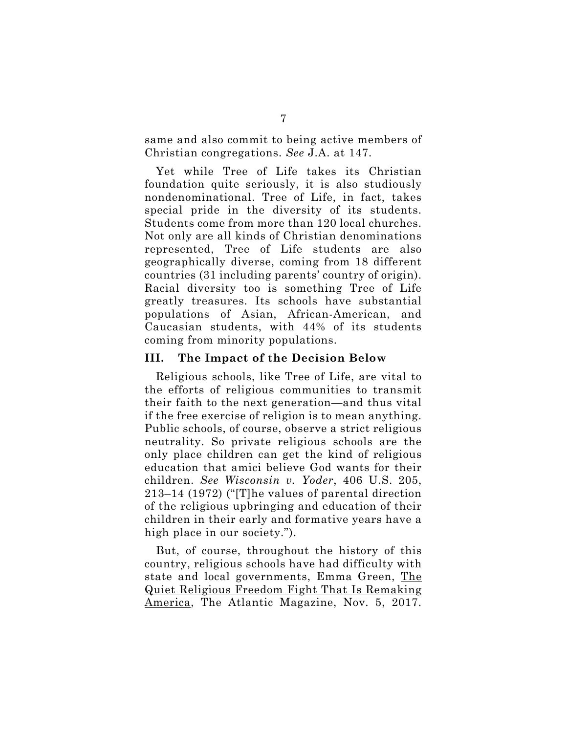same and also commit to being active members of Christian congregations. *See* J.A. at 147.

Yet while Tree of Life takes its Christian foundation quite seriously, it is also studiously nondenominational. Tree of Life, in fact, takes special pride in the diversity of its students. Students come from more than 120 local churches. Not only are all kinds of Christian denominations represented, Tree of Life students are also geographically diverse, coming from 18 different countries (31 including parents' country of origin). Racial diversity too is something Tree of Life greatly treasures. Its schools have substantial populations of Asian, African-American, and Caucasian students, with 44% of its students coming from minority populations.

### III. The Impact of the Decision Below

Religious schools, like Tree of Life, are vital to the efforts of religious communities to transmit their faith to the next generation—and thus vital if the free exercise of religion is to mean anything. Public schools, of course, observe a strict religious neutrality. So private religious schools are the only place children can get the kind of religious education that amici believe God wants for their children. *See Wisconsin v. Yoder*, 406 U.S. 205, 213–14 (1972) ("[T]he values of parental direction of the religious upbringing and education of their children in their early and formative years have a high place in our society.").

But, of course, throughout the history of this country, religious schools have had difficulty with state and local governments, Emma Green, The Quiet Religious Freedom Fight That Is Remaking America, The Atlantic Magazine, Nov. 5, 2017.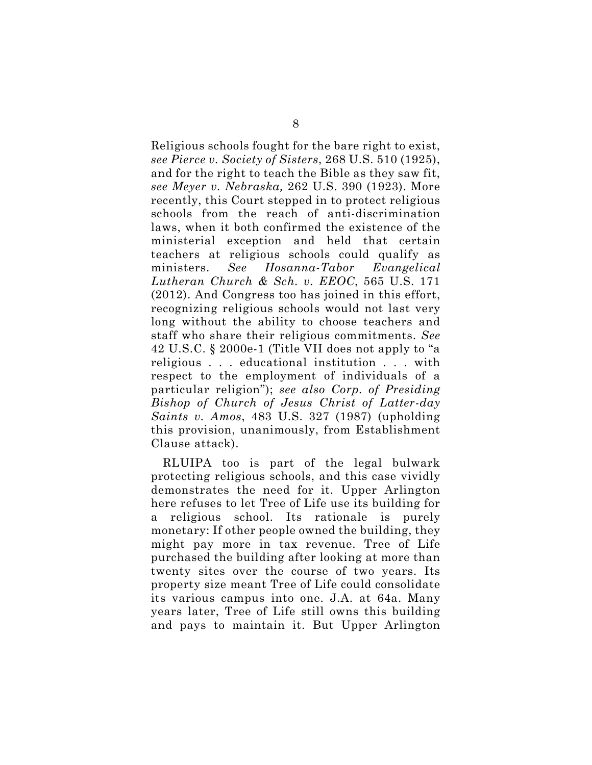Religious schools fought for the bare right to exist, *see Pierce v. Society of Sisters*, 268 U.S. 510 (1925), and for the right to teach the Bible as they saw fit, *see Meyer v. Nebraska,* 262 U.S. 390 (1923). More recently, this Court stepped in to protect religious schools from the reach of anti-discrimination laws, when it both confirmed the existence of the ministerial exception and held that certain teachers at religious schools could qualify as ministers. *See Hosanna-Tabor Evangelical Lutheran Church & Sch. v. EEOC*, 565 U.S. 171 (2012). And Congress too has joined in this effort, recognizing religious schools would not last very long without the ability to choose teachers and staff who share their religious commitments. *See* 42 U.S.C. § 2000e-1 (Title VII does not apply to "a religious . . . educational institution . . . with respect to the employment of individuals of a particular religion"); *see also Corp. of Presiding Bishop of Church of Jesus Christ of Latter-day Saints v. Amos*, 483 U.S. 327 (1987) (upholding this provision, unanimously, from Establishment Clause attack).

RLUIPA too is part of the legal bulwark protecting religious schools, and this case vividly demonstrates the need for it. Upper Arlington here refuses to let Tree of Life use its building for a religious school. Its rationale is purely monetary: If other people owned the building, they might pay more in tax revenue. Tree of Life purchased the building after looking at more than twenty sites over the course of two years. Its property size meant Tree of Life could consolidate its various campus into one. J.A. at 64a. Many years later, Tree of Life still owns this building and pays to maintain it. But Upper Arlington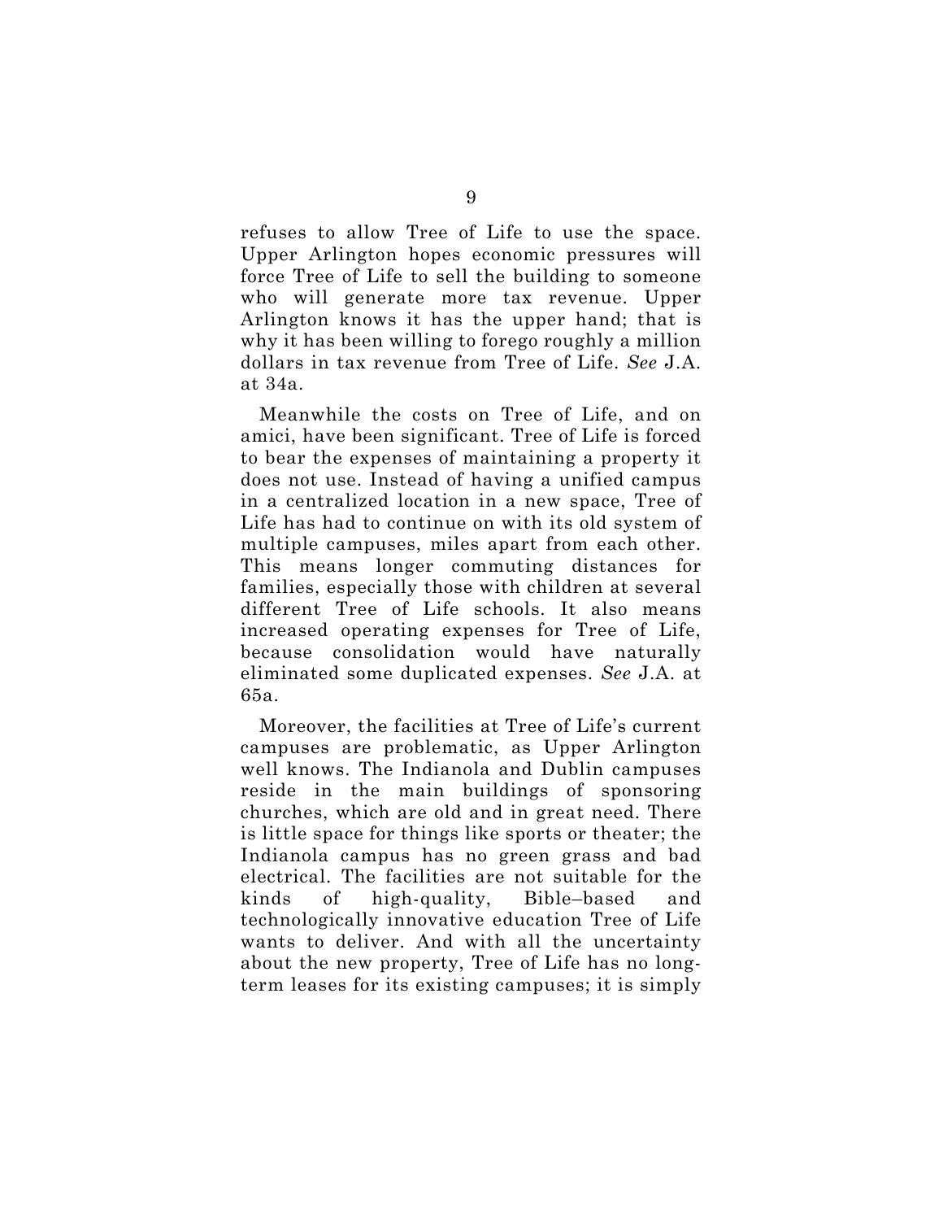refuses to allow Tree of Life to use the space. Upper Arlington hopes economic pressures will force Tree of Life to sell the building to someone who will generate more tax revenue. Upper Arlington knows it has the upper hand; that is why it has been willing to forego roughly a million dollars in tax revenue from Tree of Life. *See* J.A. at 34a.

Meanwhile the costs on Tree of Life, and on amici, have been significant. Tree of Life is forced to bear the expenses of maintaining a property it does not use. Instead of having a unified campus in a centralized location in a new space, Tree of Life has had to continue on with its old system of multiple campuses, miles apart from each other. This means longer commuting distances for families, especially those with children at several different Tree of Life schools. It also means increased operating expenses for Tree of Life, because consolidation would have naturally eliminated some duplicated expenses. *See* J.A. at 65a.

Moreover, the facilities at Tree of Life's current campuses are problematic, as Upper Arlington well knows. The Indianola and Dublin campuses reside in the main buildings of sponsoring churches, which are old and in great need. There is little space for things like sports or theater; the Indianola campus has no green grass and bad electrical. The facilities are not suitable for the kinds of high-quality, Bible–based and technologically innovative education Tree of Life wants to deliver. And with all the uncertainty about the new property, Tree of Life has no long-term leases for its existing campuses; it is simply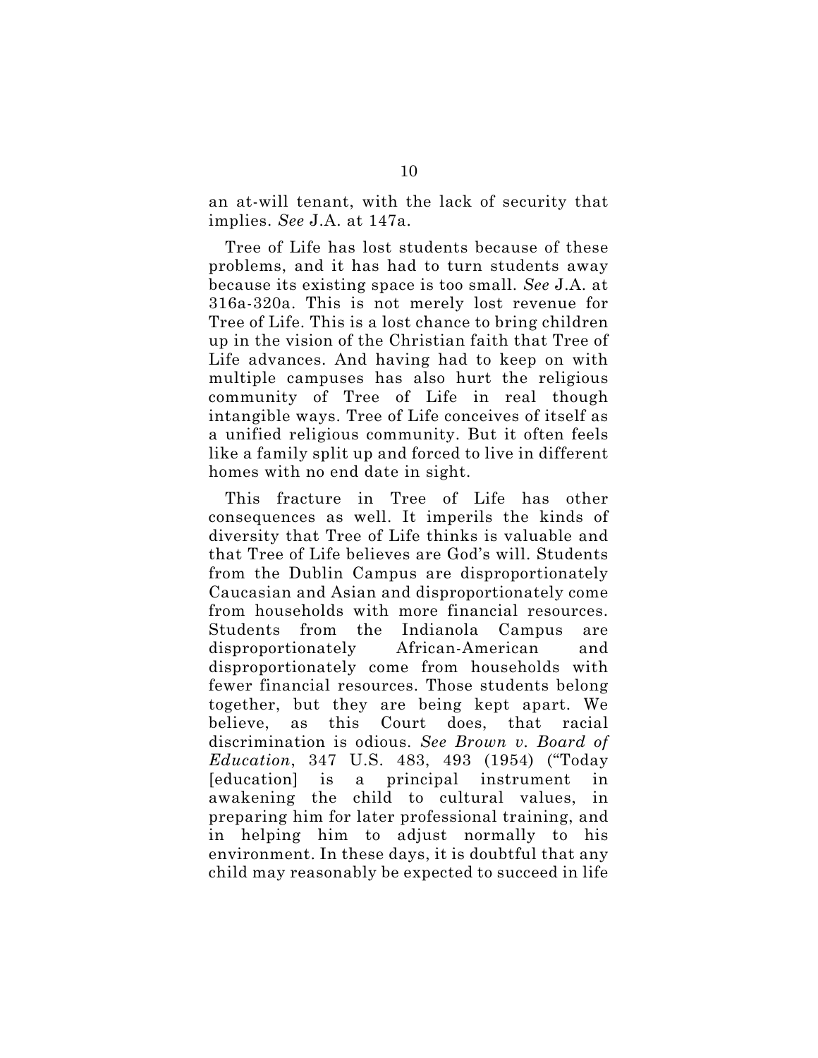an at-will tenant, with the lack of security that implies. *See* J.A. at 147a.

Tree of Life has lost students because of these problems, and it has had to turn students away because its existing space is too small. *See* J.A. at 316a-320a. This is not merely lost revenue for Tree of Life. This is a lost chance to bring children up in the vision of the Christian faith that Tree of Life advances. And having had to keep on with multiple campuses has also hurt the religious community of Tree of Life in real though intangible ways. Tree of Life conceives of itself as a unified religious community. But it often feels like a family split up and forced to live in different homes with no end date in sight.

This fracture in Tree of Life has other consequences as well. It imperils the kinds of diversity that Tree of Life thinks is valuable and that Tree of Life believes are God's will. Students from the Dublin Campus are disproportionately Caucasian and Asian and disproportionately come from households with more financial resources. Students from the Indianola Campus are disproportionately African-American and disproportionately come from households with fewer financial resources. Those students belong together, but they are being kept apart. We believe, as this Court does, that racial discrimination is odious. *See Brown v. Board of Education*, 347 U.S. 483, 493 (1954) ("Today [education] is a principal instrument in awakening the child to cultural values, in preparing him for later professional training, and in helping him to adjust normally to his environment. In these days, it is doubtful that any child may reasonably be expected to succeed in life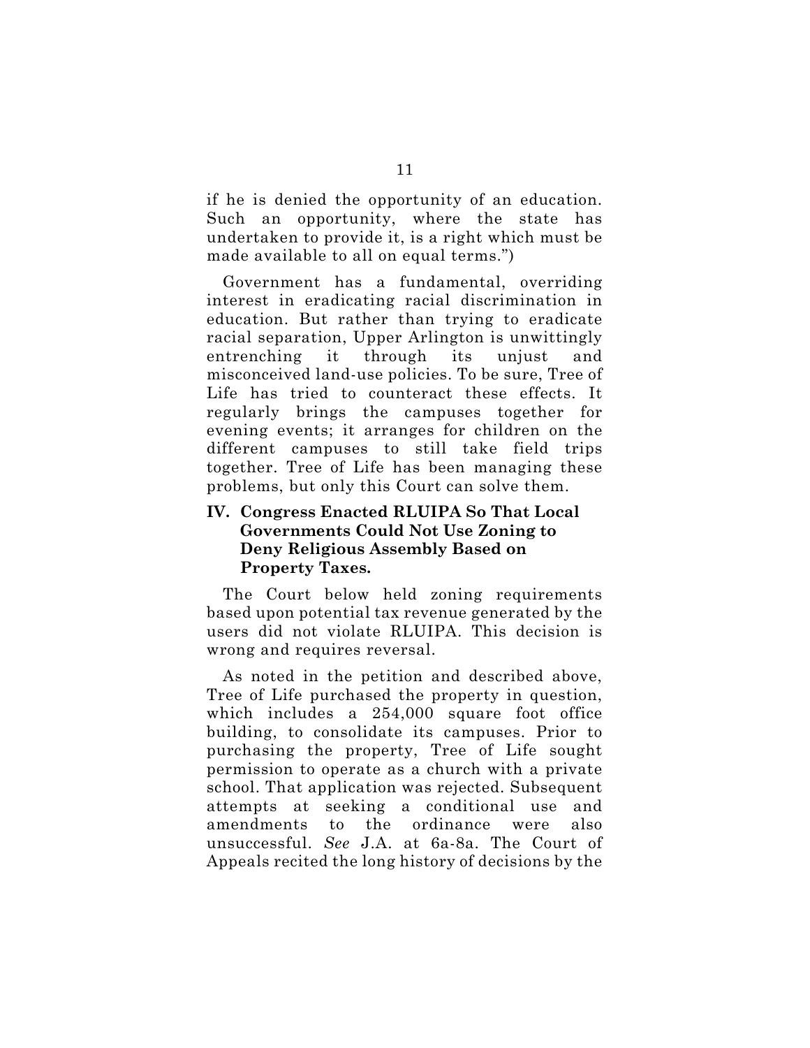if he is denied the opportunity of an education. Such an opportunity, where the state has undertaken to provide it, is a right which must be made available to all on equal terms.")

Government has a fundamental, overriding interest in eradicating racial discrimination in education. But rather than trying to eradicate racial separation, Upper Arlington is unwittingly entrenching it through its unjust and misconceived land-use policies. To be sure, Tree of Life has tried to counteract these effects. It regularly brings the campuses together for evening events; it arranges for children on the different campuses to still take field trips together. Tree of Life has been managing these problems, but only this Court can solve them.

## IV. Congress Enacted RLUIPA So That Local Governments Could Not Use Zoning to Deny Religious Assembly Based on Property Taxes.

The Court below held zoning requirements based upon potential tax revenue generated by the users did not violate RLUIPA. This decision is wrong and requires reversal.

As noted in the petition and described above, Tree of Life purchased the property in question, which includes a 254,000 square foot office building, to consolidate its campuses. Prior to purchasing the property, Tree of Life sought permission to operate as a church with a private school. That application was rejected. Subsequent attempts at seeking a conditional use and amendments to the ordinance were also unsuccessful. *See* J.A. at 6a-8a. The Court of Appeals recited the long history of decisions by the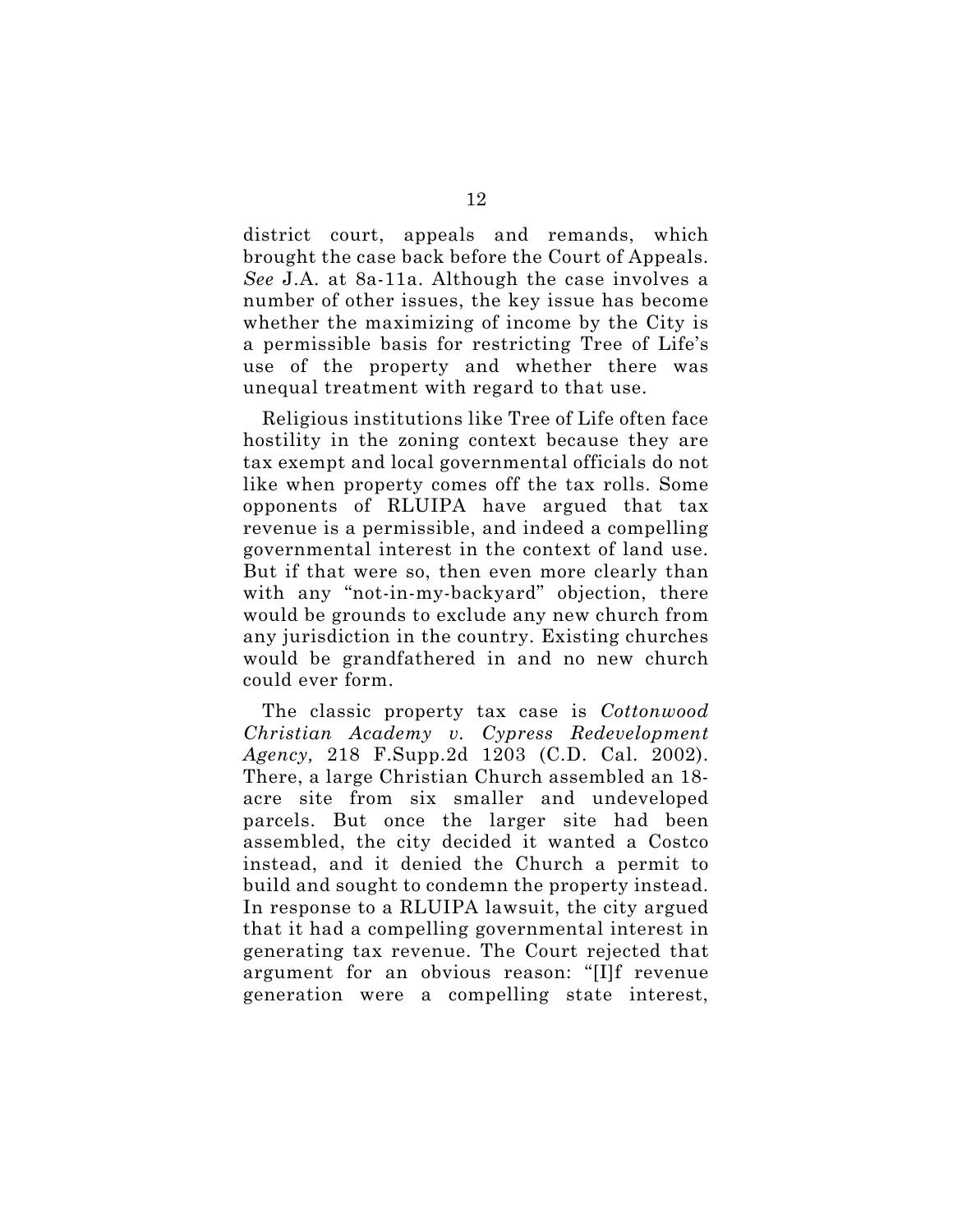district court, appeals and remands, which brought the case back before the Court of Appeals. *See* J.A. at 8a-11a. Although the case involves a number of other issues, the key issue has become whether the maximizing of income by the City is a permissible basis for restricting Tree of Life's use of the property and whether there was unequal treatment with regard to that use.

Religious institutions like Tree of Life often face hostility in the zoning context because they are tax exempt and local governmental officials do not like when property comes off the tax rolls. Some opponents of RLUIPA have argued that tax revenue is a permissible, and indeed a compelling governmental interest in the context of land use. But if that were so, then even more clearly than with any "not-in-my-backyard" objection, there would be grounds to exclude any new church from any jurisdiction in the country. Existing churches would be grandfathered in and no new church could ever form.

The classic property tax case is *Cottonwood Christian Academy v. Cypress Redevelopment Agency,* 218 F.Supp.2d 1203 (C.D. Cal. 2002). There, a large Christian Church assembled an 18-acre site from six smaller and undeveloped parcels. But once the larger site had been assembled, the city decided it wanted a Costco instead, and it denied the Church a permit to build and sought to condemn the property instead. In response to a RLUIPA lawsuit, the city argued that it had a compelling governmental interest in generating tax revenue. The Court rejected that argument for an obvious reason: "[I]f revenue generation were a compelling state interest,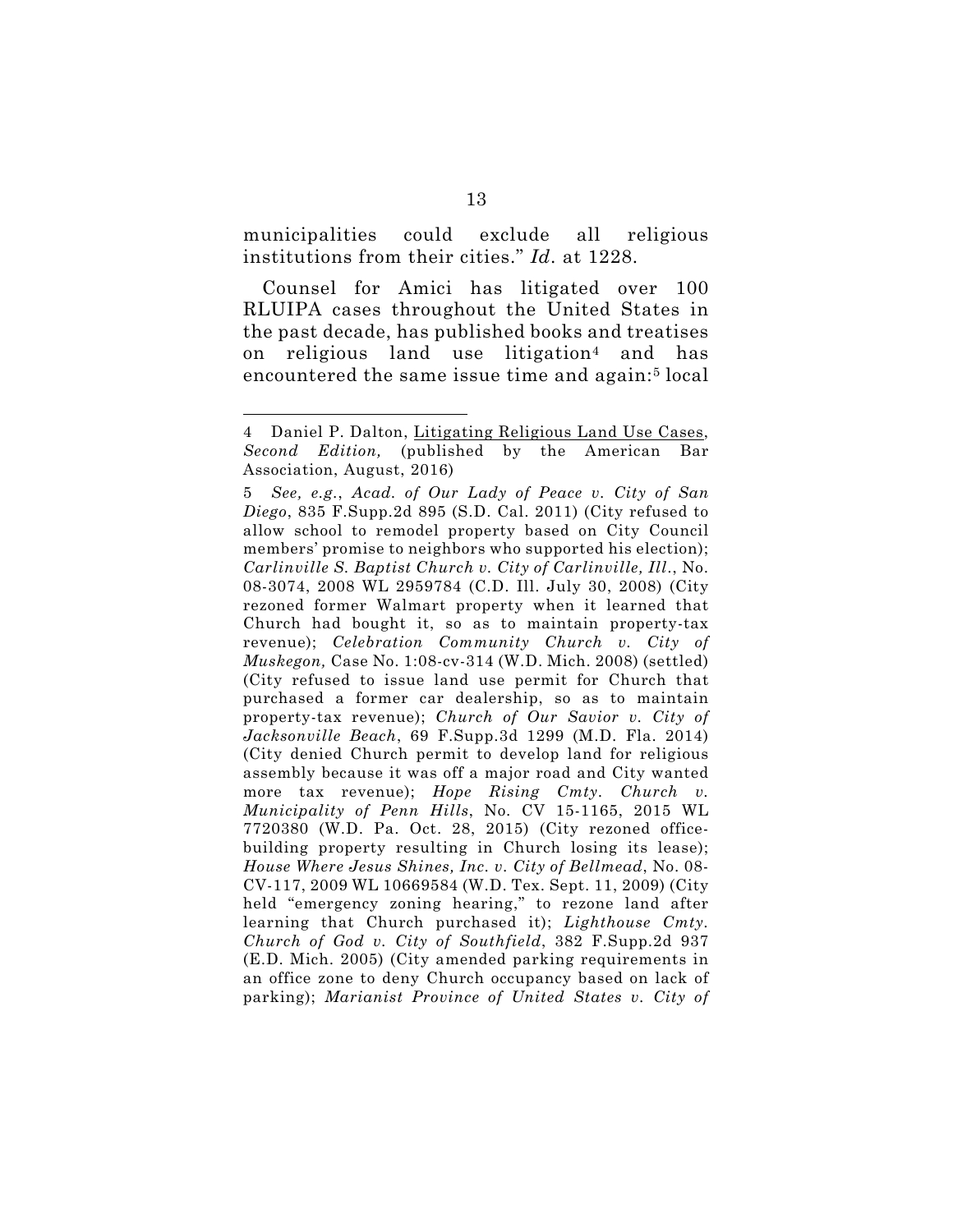municipalities could exclude all religious institutions from their cities." *Id.* at 1228.

Counsel for Amici has litigated over 100 RLUIPA cases throughout the United States in the past decade, has published books and treatises on religious land use litigation[4] and has encountered the same issue time and again:[5] local

---

4 Daniel P. Dalton, Litigating Religious Land Use Cases, *Second Edition,* (published by the American Bar Association, August, 2016)

5 *See, e.g.*, *Acad. of Our Lady of Peace v. City of San Diego*, 835 F.Supp.2d 895 (S.D. Cal. 2011) (City refused to allow school to remodel property based on City Council members' promise to neighbors who supported his election); *Carlinville S. Baptist Church v. City of Carlinville, Ill.*, No. 08-3074, 2008 WL 2959784 (C.D. Ill. July 30, 2008) (City rezoned former Walmart property when it learned that Church had bought it, so as to maintain property-tax revenue); *Celebration Community Church v. City of Muskegon,* Case No. 1:08-cv-314 (W.D. Mich. 2008) (settled) (City refused to issue land use permit for Church that purchased a former car dealership, so as to maintain property-tax revenue); *Church of Our Savior v. City of Jacksonville Beach*, 69 F.Supp.3d 1299 (M.D. Fla. 2014) (City denied Church permit to develop land for religious assembly because it was off a major road and City wanted more tax revenue); *Hope Rising Cmty. Church v. Municipality of Penn Hills*, No. CV 15-1165, 2015 WL 7720380 (W.D. Pa. Oct. 28, 2015) (City rezoned office-building property resulting in Church losing its lease); *House Where Jesus Shines, Inc. v. City of Bellmead*, No. 08-CV-117, 2009 WL 10669584 (W.D. Tex. Sept. 11, 2009) (City held "emergency zoning hearing," to rezone land after learning that Church purchased it); *Lighthouse Cmty. Church of God v. City of Southfield*, 382 F.Supp.2d 937 (E.D. Mich. 2005) (City amended parking requirements in an office zone to deny Church occupancy based on lack of parking); *Marianist Province of United States v. City of*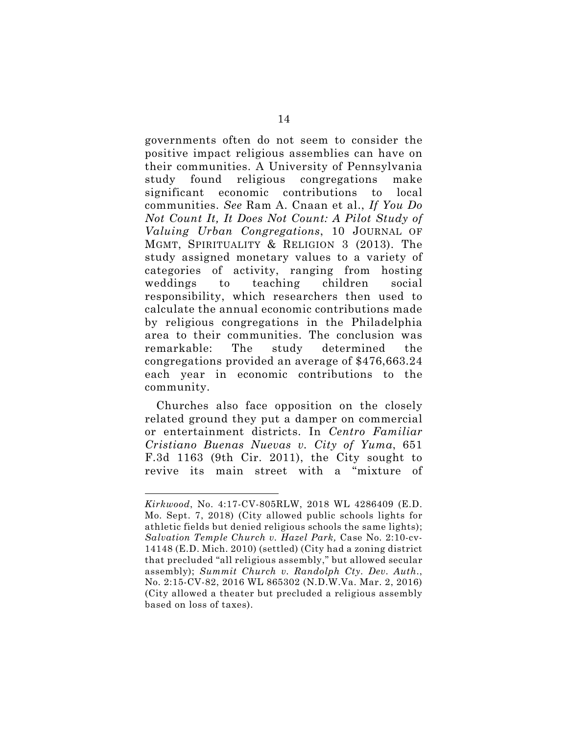governments often do not seem to consider the positive impact religious assemblies can have on their communities. A University of Pennsylvania study found religious congregations make significant economic contributions to local communities. *See* Ram A. Cnaan et al., *If You Do Not Count It, It Does Not Count: A Pilot Study of Valuing Urban Congregations*, 10 JOURNAL OF MGMT, SPIRITUALITY & RELIGION 3 (2013). The study assigned monetary values to a variety of categories of activity, ranging from hosting weddings to teaching children social responsibility, which researchers then used to calculate the annual economic contributions made by religious congregations in the Philadelphia area to their communities. The conclusion was remarkable: The study determined the congregations provided an average of $476,663.24 each year in economic contributions to the community.

Churches also face opposition on the closely related ground they put a damper on commercial or entertainment districts. In *Centro Familiar Cristiano Buenas Nuevas v. City of Yuma*, 651 F.3d 1163 (9th Cir. 2011), the City sought to revive its main street with a "mixture of

---

*Kirkwood*, No. 4:17-CV-805RLW, 2018 WL 4286409 (E.D. Mo. Sept. 7, 2018) (City allowed public schools lights for athletic fields but denied religious schools the same lights); *Salvation Temple Church v. Hazel Park,* Case No. 2:10-cv-14148 (E.D. Mich. 2010) (settled) (City had a zoning district that precluded "all religious assembly," but allowed secular assembly); *Summit Church v. Randolph Cty. Dev. Auth.*, No. 2:15-CV-82, 2016 WL 865302 (N.D.W.Va. Mar. 2, 2016) (City allowed a theater but precluded a religious assembly based on loss of taxes).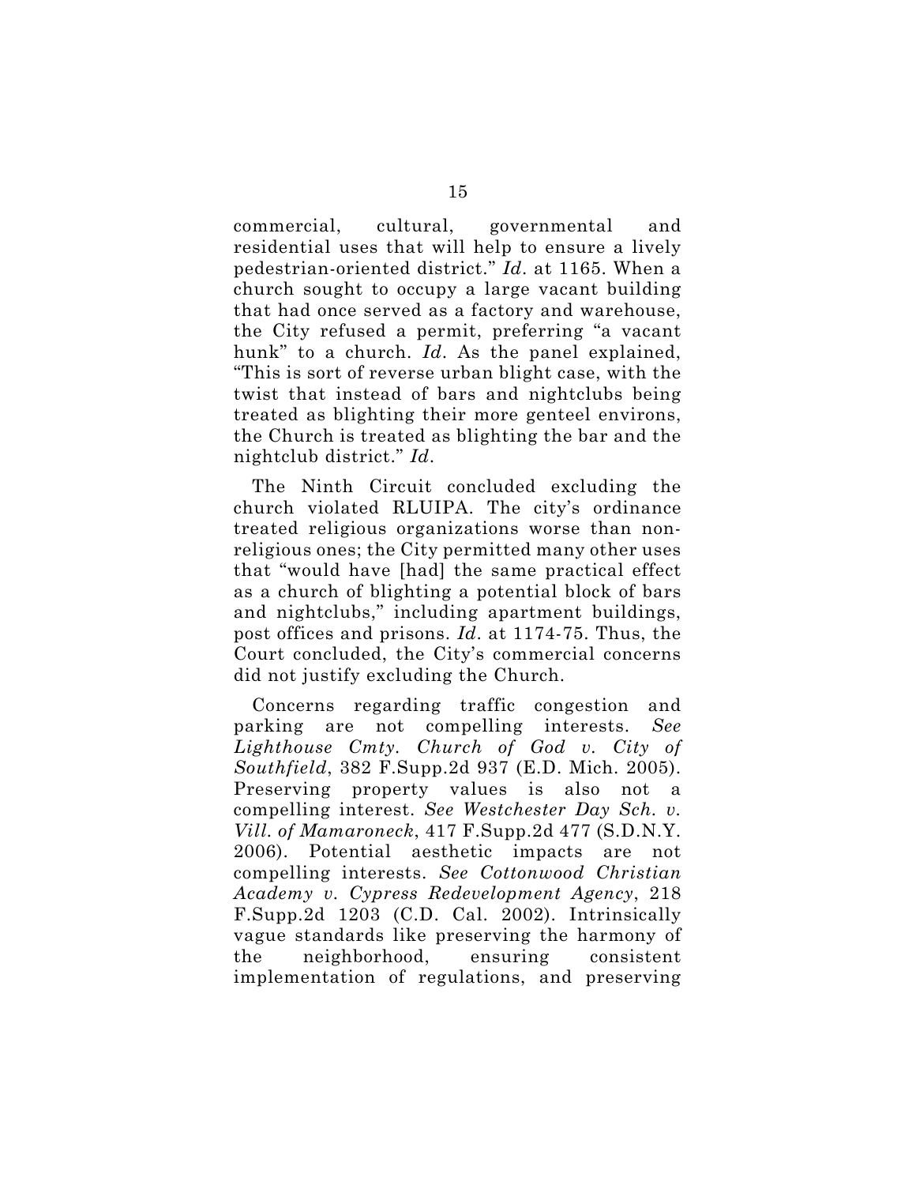commercial, cultural, governmental and residential uses that will help to ensure a lively pedestrian-oriented district." *Id*. at 1165. When a church sought to occupy a large vacant building that had once served as a factory and warehouse, the City refused a permit, preferring "a vacant hunk" to a church. *Id*. As the panel explained, "This is sort of reverse urban blight case, with the twist that instead of bars and nightclubs being treated as blighting their more genteel environs, the Church is treated as blighting the bar and the nightclub district." *Id*.

The Ninth Circuit concluded excluding the church violated RLUIPA. The city's ordinance treated religious organizations worse than non-religious ones; the City permitted many other uses that "would have [had] the same practical effect as a church of blighting a potential block of bars and nightclubs," including apartment buildings, post offices and prisons. *Id*. at 1174-75. Thus, the Court concluded, the City's commercial concerns did not justify excluding the Church.

Concerns regarding traffic congestion and parking are not compelling interests. *See Lighthouse Cmty. Church of God v. City of Southfield*, 382 F.Supp.2d 937 (E.D. Mich. 2005). Preserving property values is also not a compelling interest. *See Westchester Day Sch. v. Vill. of Mamaroneck*, 417 F.Supp.2d 477 (S.D.N.Y. 2006). Potential aesthetic impacts are not compelling interests. *See Cottonwood Christian Academy v. Cypress Redevelopment Agency*, 218 F.Supp.2d 1203 (C.D. Cal. 2002). Intrinsically vague standards like preserving the harmony of the neighborhood, ensuring consistent implementation of regulations, and preserving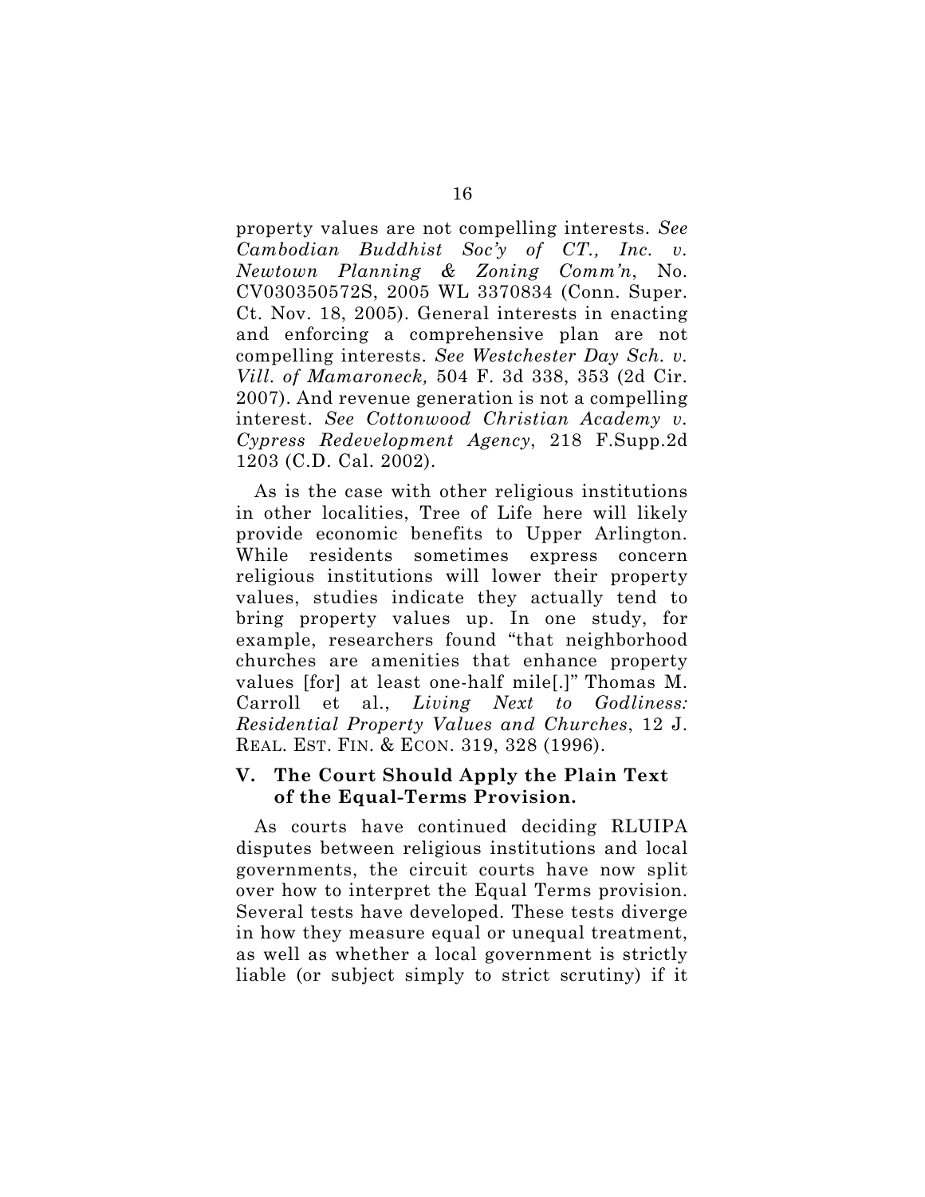property values are not compelling interests. *See Cambodian Buddhist Soc'y of CT., Inc. v. Newtown Planning & Zoning Comm'n*, No. CV030350572S, 2005 WL 3370834 (Conn. Super. Ct. Nov. 18, 2005). General interests in enacting and enforcing a comprehensive plan are not compelling interests. *See Westchester Day Sch. v. Vill. of Mamaroneck,* 504 F. 3d 338, 353 (2d Cir. 2007). And revenue generation is not a compelling interest. *See Cottonwood Christian Academy v. Cypress Redevelopment Agency*, 218 F.Supp.2d 1203 (C.D. Cal. 2002).

As is the case with other religious institutions in other localities, Tree of Life here will likely provide economic benefits to Upper Arlington. While residents sometimes express concern religious institutions will lower their property values, studies indicate they actually tend to bring property values up. In one study, for example, researchers found "that neighborhood churches are amenities that enhance property values [for] at least one-half mile[.]" Thomas M. Carroll et al., *Living Next to Godliness: Residential Property Values and Churches*, 12 J. REAL. EST. FIN. & ECON. 319, 328 (1996).

## V. The Court Should Apply the Plain Text of the Equal-Terms Provision.

As courts have continued deciding RLUIPA disputes between religious institutions and local governments, the circuit courts have now split over how to interpret the Equal Terms provision. Several tests have developed. These tests diverge in how they measure equal or unequal treatment, as well as whether a local government is strictly liable (or subject simply to strict scrutiny) if it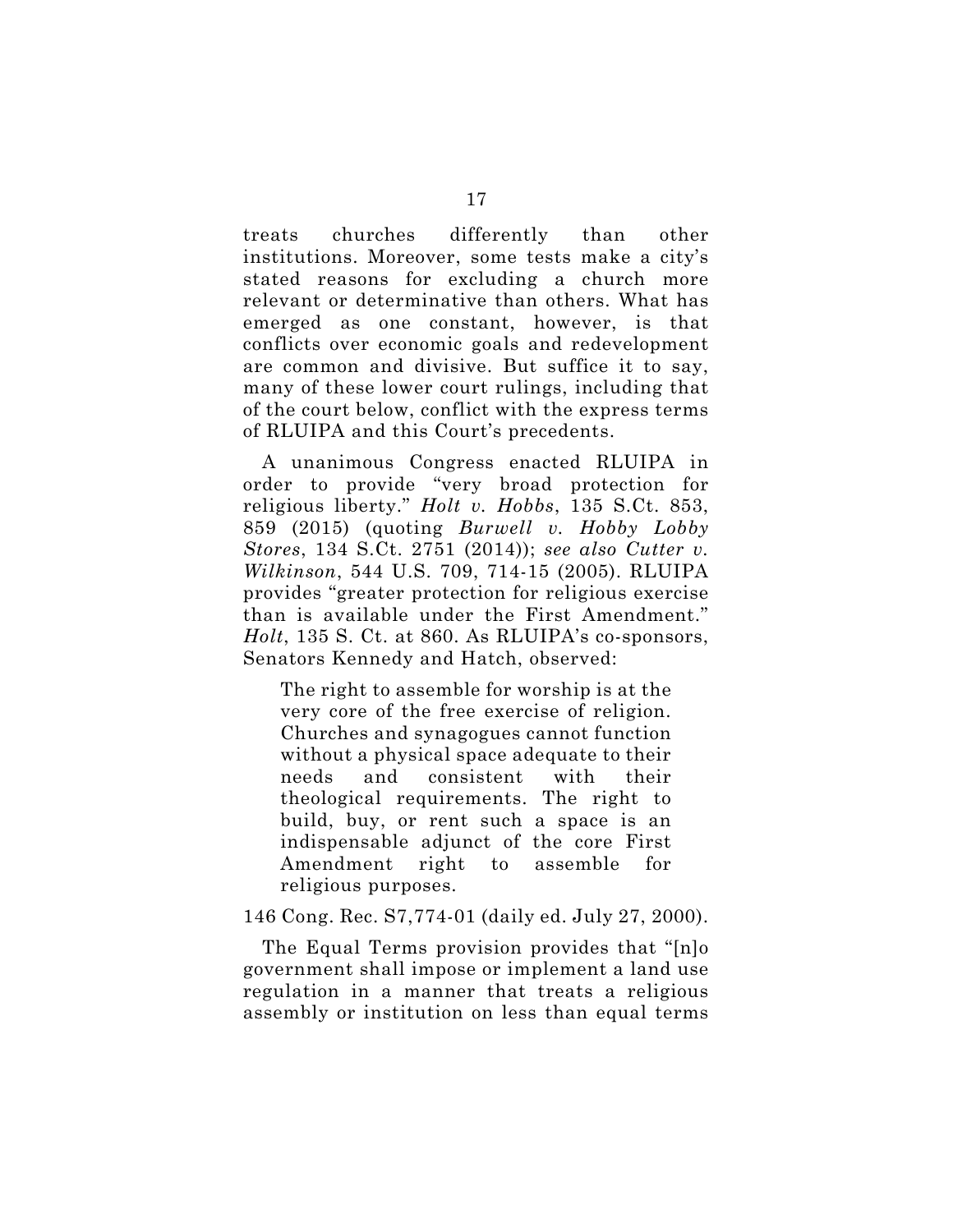treats churches differently than other institutions. Moreover, some tests make a city's stated reasons for excluding a church more relevant or determinative than others. What has emerged as one constant, however, is that conflicts over economic goals and redevelopment are common and divisive. But suffice it to say, many of these lower court rulings, including that of the court below, conflict with the express terms of RLUIPA and this Court's precedents.

A unanimous Congress enacted RLUIPA in order to provide "very broad protection for religious liberty." *Holt v. Hobbs*, 135 S.Ct. 853, 859 (2015) (quoting *Burwell v. Hobby Lobby Stores*, 134 S.Ct. 2751 (2014)); *see also Cutter v. Wilkinson*, 544 U.S. 709, 714-15 (2005). RLUIPA provides "greater protection for religious exercise than is available under the First Amendment." *Holt*, 135 S. Ct. at 860. As RLUIPA's co-sponsors, Senators Kennedy and Hatch, observed:

> The right to assemble for worship is at the very core of the free exercise of religion. Churches and synagogues cannot function without a physical space adequate to their needs and consistent with their theological requirements. The right to build, buy, or rent such a space is an indispensable adjunct of the core First Amendment right to assemble for religious purposes.

146 Cong. Rec. S7,774-01 (daily ed. July 27, 2000).

The Equal Terms provision provides that "[n]o government shall impose or implement a land use regulation in a manner that treats a religious assembly or institution on less than equal terms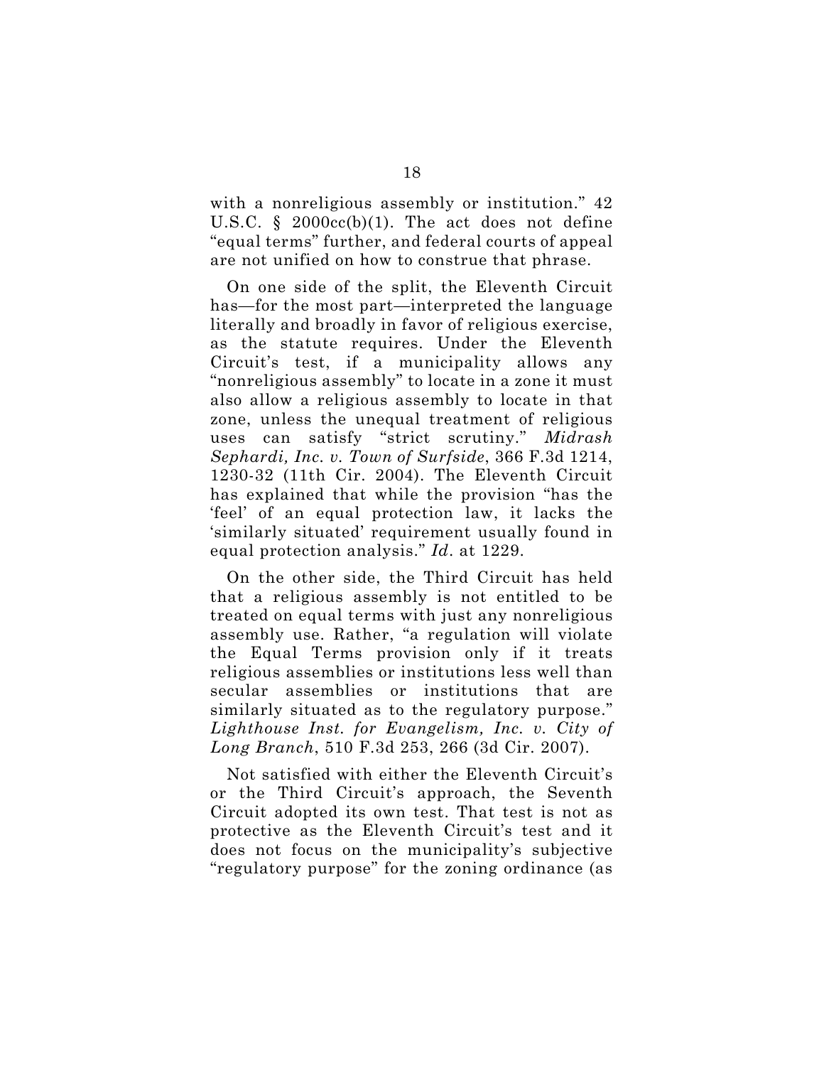with a nonreligious assembly or institution." 42 U.S.C. § 2000cc(b)(1). The act does not define "equal terms" further, and federal courts of appeal are not unified on how to construe that phrase.

On one side of the split, the Eleventh Circuit has—for the most part—interpreted the language literally and broadly in favor of religious exercise, as the statute requires. Under the Eleventh Circuit's test, if a municipality allows any "nonreligious assembly" to locate in a zone it must also allow a religious assembly to locate in that zone, unless the unequal treatment of religious uses can satisfy "strict scrutiny." *Midrash Sephardi, Inc. v. Town of Surfside*, 366 F.3d 1214, 1230-32 (11th Cir. 2004). The Eleventh Circuit has explained that while the provision "has the 'feel' of an equal protection law, it lacks the 'similarly situated' requirement usually found in equal protection analysis." *Id*. at 1229.

On the other side, the Third Circuit has held that a religious assembly is not entitled to be treated on equal terms with just any nonreligious assembly use. Rather, "a regulation will violate the Equal Terms provision only if it treats religious assemblies or institutions less well than secular assemblies or institutions that are similarly situated as to the regulatory purpose." *Lighthouse Inst. for Evangelism, Inc. v. City of Long Branch*, 510 F.3d 253, 266 (3d Cir. 2007).

Not satisfied with either the Eleventh Circuit's or the Third Circuit's approach, the Seventh Circuit adopted its own test. That test is not as protective as the Eleventh Circuit's test and it does not focus on the municipality's subjective "regulatory purpose" for the zoning ordinance (as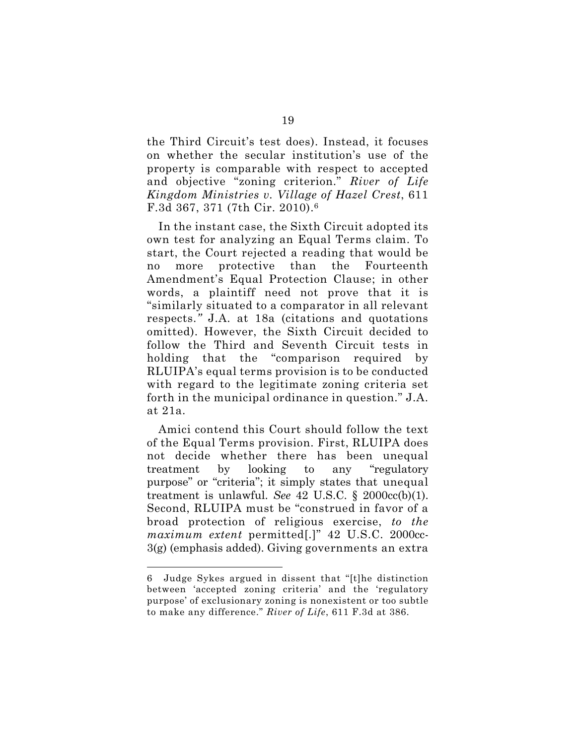the Third Circuit's test does). Instead, it focuses on whether the secular institution's use of the property is comparable with respect to accepted and objective "zoning criterion." *River of Life Kingdom Ministries v. Village of Hazel Crest*, 611 F.3d 367, 371 (7th Cir. 2010).[6]

In the instant case, the Sixth Circuit adopted its own test for analyzing an Equal Terms claim. To start, the Court rejected a reading that would be no more protective than the Fourteenth Amendment's Equal Protection Clause; in other words, a plaintiff need not prove that it is "similarly situated to a comparator in all relevant respects." J.A. at 18a (citations and quotations omitted). However, the Sixth Circuit decided to follow the Third and Seventh Circuit tests in holding that the "comparison required by RLUIPA's equal terms provision is to be conducted with regard to the legitimate zoning criteria set forth in the municipal ordinance in question." J.A. at 21a.

Amici contend this Court should follow the text of the Equal Terms provision. First, RLUIPA does not decide whether there has been unequal treatment by looking to any "regulatory purpose" or "criteria"; it simply states that unequal treatment is unlawful. *See* 42 U.S.C. § 2000cc(b)(1). Second, RLUIPA must be "construed in favor of a broad protection of religious exercise, *to the maximum extent* permitted[.]" 42 U.S.C. 2000cc-3(g) (emphasis added). Giving governments an extra

---

6 Judge Sykes argued in dissent that "[t]he distinction between 'accepted zoning criteria' and the 'regulatory purpose' of exclusionary zoning is nonexistent or too subtle to make any difference." *River of Life*, 611 F.3d at 386.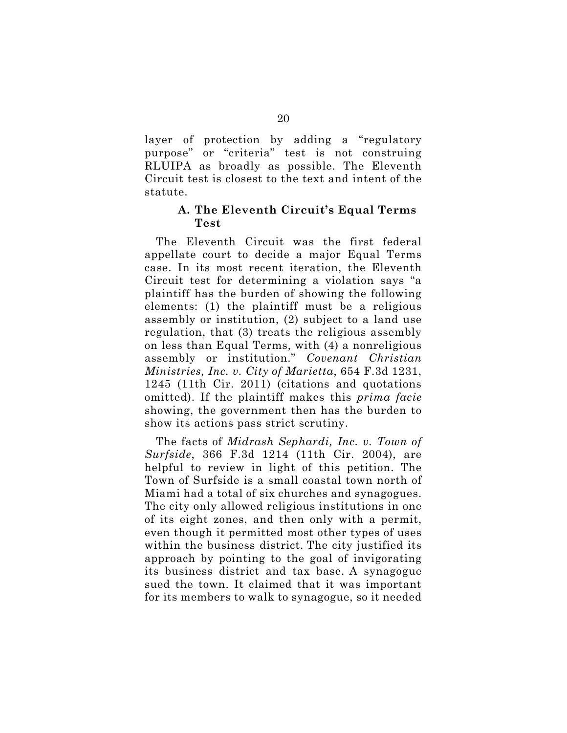layer of protection by adding a "regulatory purpose" or "criteria" test is not construing RLUIPA as broadly as possible. The Eleventh Circuit test is closest to the text and intent of the statute.

### A. The Eleventh Circuit's Equal Terms Test

The Eleventh Circuit was the first federal appellate court to decide a major Equal Terms case. In its most recent iteration, the Eleventh Circuit test for determining a violation says "a plaintiff has the burden of showing the following elements: (1) the plaintiff must be a religious assembly or institution, (2) subject to a land use regulation, that (3) treats the religious assembly on less than Equal Terms, with (4) a nonreligious assembly or institution." *Covenant Christian Ministries, Inc. v. City of Marietta*, 654 F.3d 1231, 1245 (11th Cir. 2011) (citations and quotations omitted). If the plaintiff makes this *prima facie* showing, the government then has the burden to show its actions pass strict scrutiny.

The facts of *Midrash Sephardi, Inc. v. Town of Surfside*, 366 F.3d 1214 (11th Cir. 2004), are helpful to review in light of this petition. The Town of Surfside is a small coastal town north of Miami had a total of six churches and synagogues. The city only allowed religious institutions in one of its eight zones, and then only with a permit, even though it permitted most other types of uses within the business district. The city justified its approach by pointing to the goal of invigorating its business district and tax base. A synagogue sued the town. It claimed that it was important for its members to walk to synagogue, so it needed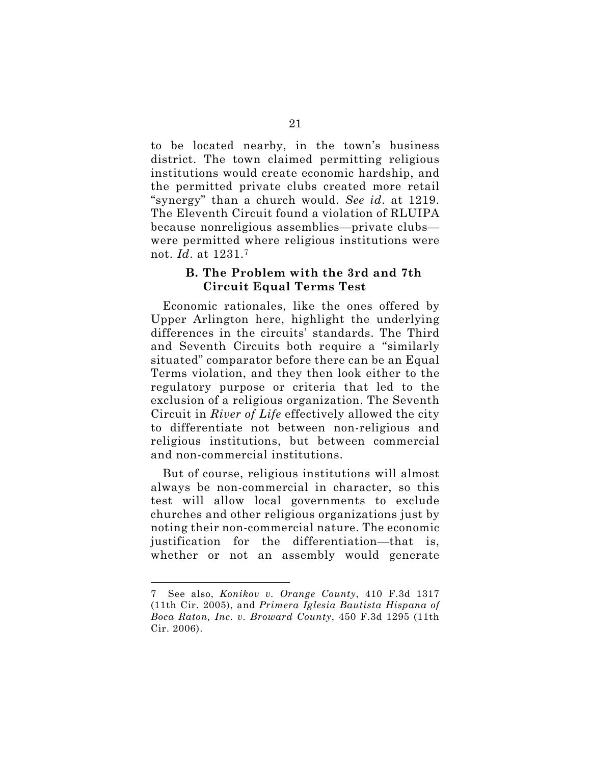to be located nearby, in the town's business district. The town claimed permitting religious institutions would create economic hardship, and the permitted private clubs created more retail "synergy" than a church would. *See id*. at 1219. The Eleventh Circuit found a violation of RLUIPA because nonreligious assemblies—private clubs—were permitted where religious institutions were not. *Id*. at 1231.[7]

### B. The Problem with the 3rd and 7th Circuit Equal Terms Test

Economic rationales, like the ones offered by Upper Arlington here, highlight the underlying differences in the circuits' standards. The Third and Seventh Circuits both require a "similarly situated" comparator before there can be an Equal Terms violation, and they then look either to the regulatory purpose or criteria that led to the exclusion of a religious organization. The Seventh Circuit in *River of Life* effectively allowed the city to differentiate not between non-religious and religious institutions, but between commercial and non-commercial institutions.

But of course, religious institutions will almost always be non-commercial in character, so this test will allow local governments to exclude churches and other religious organizations just by noting their non-commercial nature. The economic justification for the differentiation—that is, whether or not an assembly would generate

---

7 See also, *Konikov v. Orange County*, 410 F.3d 1317 (11th Cir. 2005), and *Primera Iglesia Bautista Hispana of Boca Raton, Inc. v. Broward County*, 450 F.3d 1295 (11th Cir. 2006).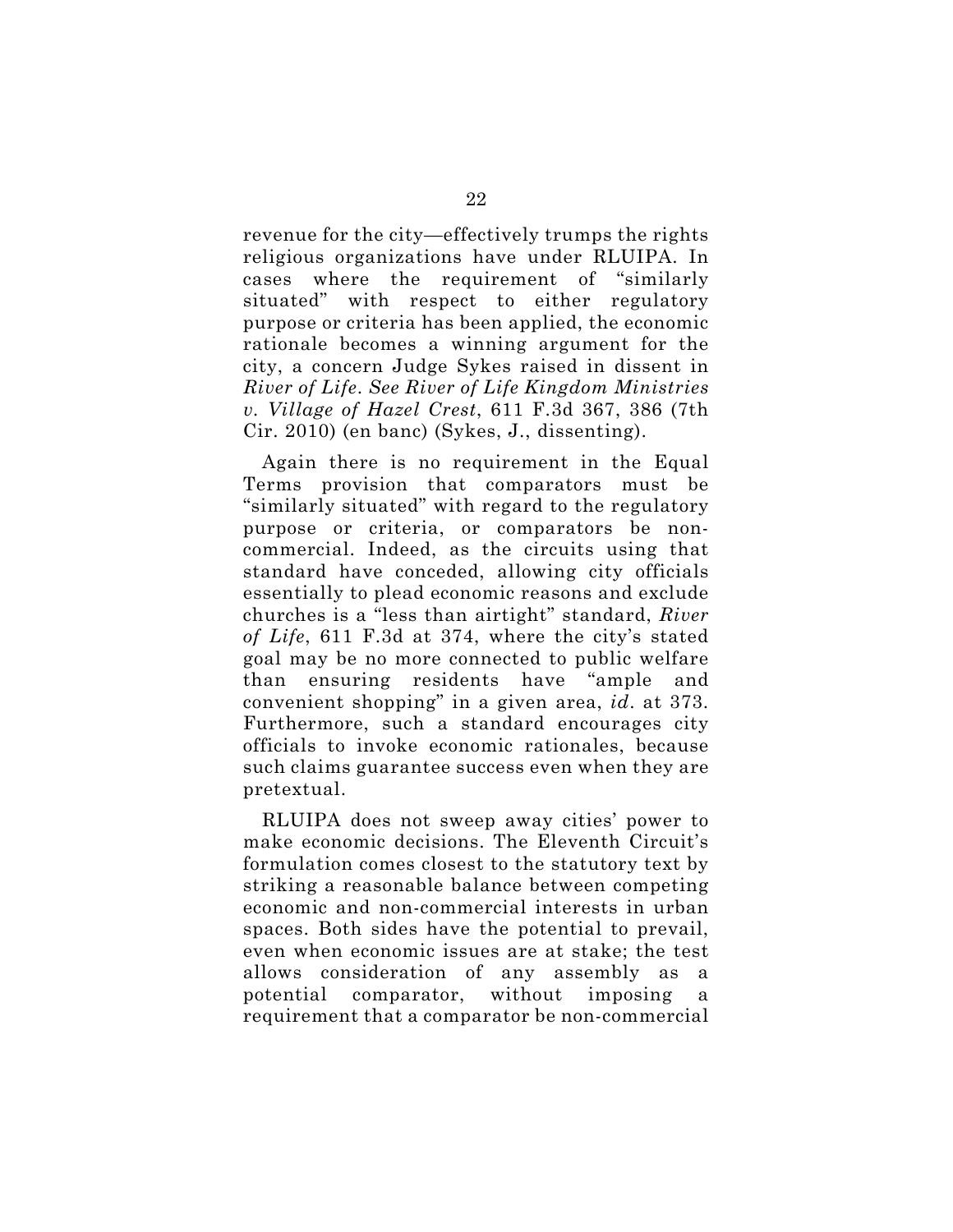revenue for the city—effectively trumps the rights religious organizations have under RLUIPA. In cases where the requirement of "similarly situated" with respect to either regulatory purpose or criteria has been applied, the economic rationale becomes a winning argument for the city, a concern Judge Sykes raised in dissent in *River of Life*. *See River of Life Kingdom Ministries v. Village of Hazel Crest*, 611 F.3d 367, 386 (7th Cir. 2010) (en banc) (Sykes, J., dissenting).

Again there is no requirement in the Equal Terms provision that comparators must be "similarly situated" with regard to the regulatory purpose or criteria, or comparators be non-commercial. Indeed, as the circuits using that standard have conceded, allowing city officials essentially to plead economic reasons and exclude churches is a "less than airtight" standard, *River of Life*, 611 F.3d at 374, where the city's stated goal may be no more connected to public welfare than ensuring residents have "ample and convenient shopping" in a given area, *id*. at 373. Furthermore, such a standard encourages city officials to invoke economic rationales, because such claims guarantee success even when they are pretextual.

RLUIPA does not sweep away cities' power to make economic decisions. The Eleventh Circuit's formulation comes closest to the statutory text by striking a reasonable balance between competing economic and non-commercial interests in urban spaces. Both sides have the potential to prevail, even when economic issues are at stake; the test allows consideration of any assembly as a potential comparator, without imposing a requirement that a comparator be non-commercial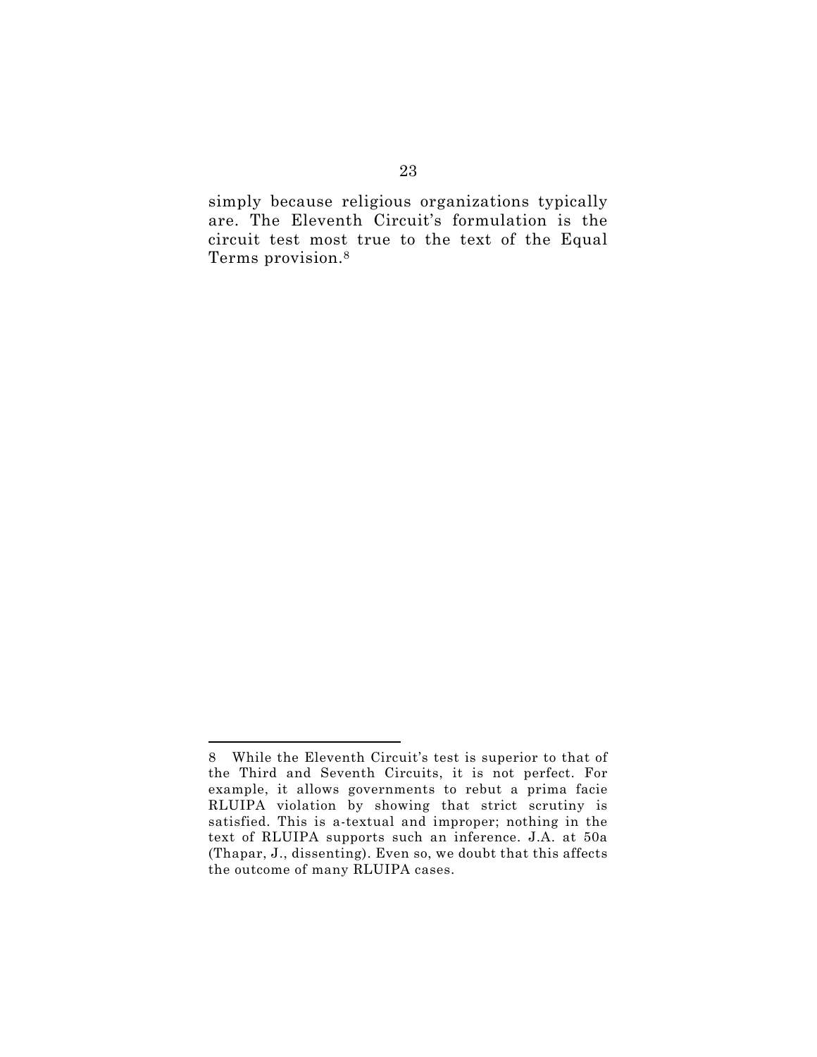simply because religious organizations typically are. The Eleventh Circuit's formulation is the circuit test most true to the text of the Equal Terms provision.[8]

---

[8] While the Eleventh Circuit's test is superior to that of the Third and Seventh Circuits, it is not perfect. For example, it allows governments to rebut a prima facie RLUIPA violation by showing that strict scrutiny is satisfied. This is a-textual and improper; nothing in the text of RLUIPA supports such an inference. J.A. at 50a (Thapar, J., dissenting). Even so, we doubt that this affects the outcome of many RLUIPA cases.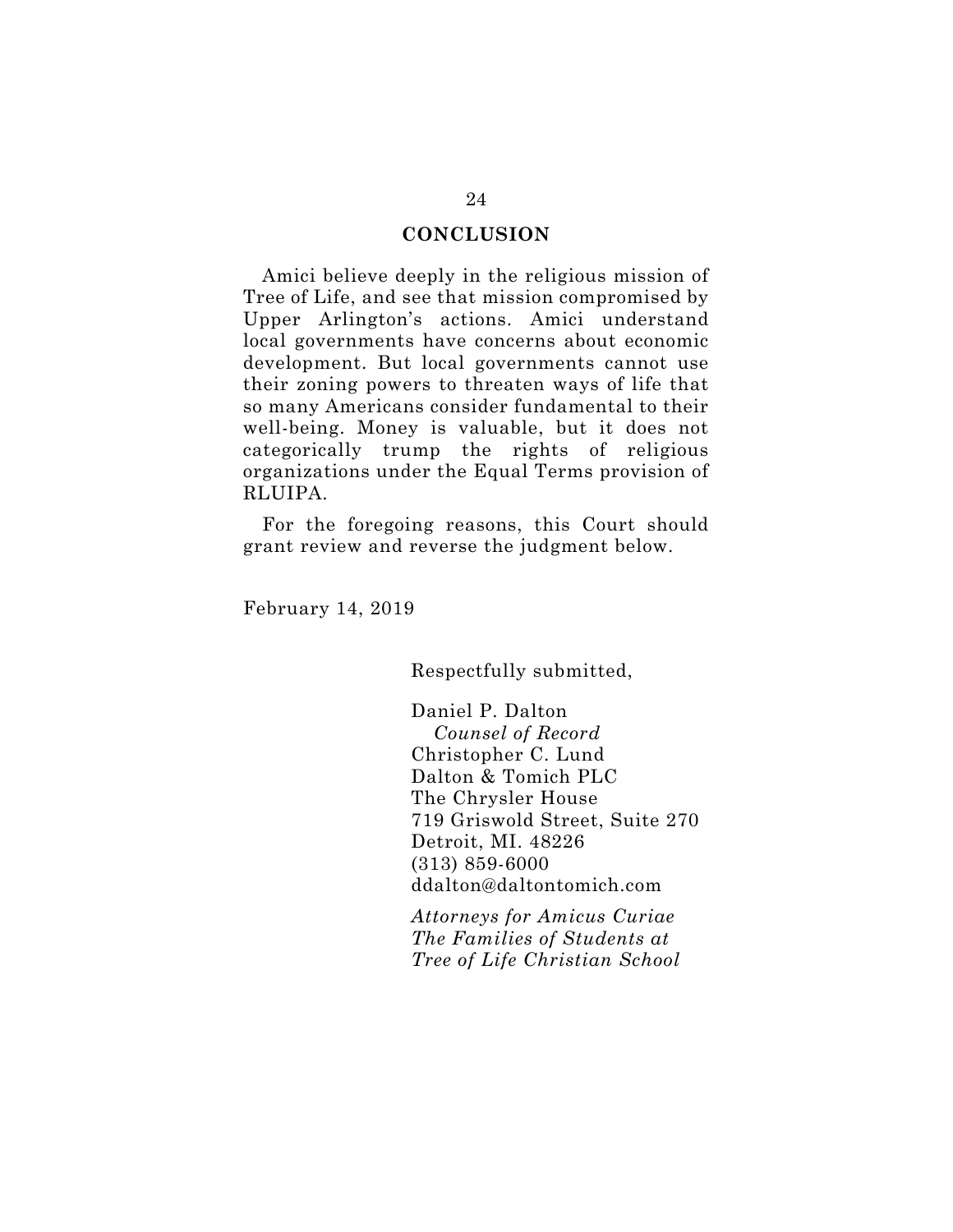## CONCLUSION

Amici believe deeply in the religious mission of Tree of Life, and see that mission compromised by Upper Arlington's actions. Amici understand local governments have concerns about economic development. But local governments cannot use their zoning powers to threaten ways of life that so many Americans consider fundamental to their well-being. Money is valuable, but it does not categorically trump the rights of religious organizations under the Equal Terms provision of RLUIPA.

For the foregoing reasons, this Court should grant review and reverse the judgment below.

February 14, 2019

Respectfully submitted,

Daniel P. Dalton  
*Counsel of Record*  
Christopher C. Lund  
Dalton & Tomich PLC  
The Chrysler House  
719 Griswold Street, Suite 270  
Detroit, MI. 48226  
(313) 859-6000  
ddalton@daltontomich.com

*Attorneys for Amicus Curiae*  
*The Families of Students at*  
*Tree of Life Christian School*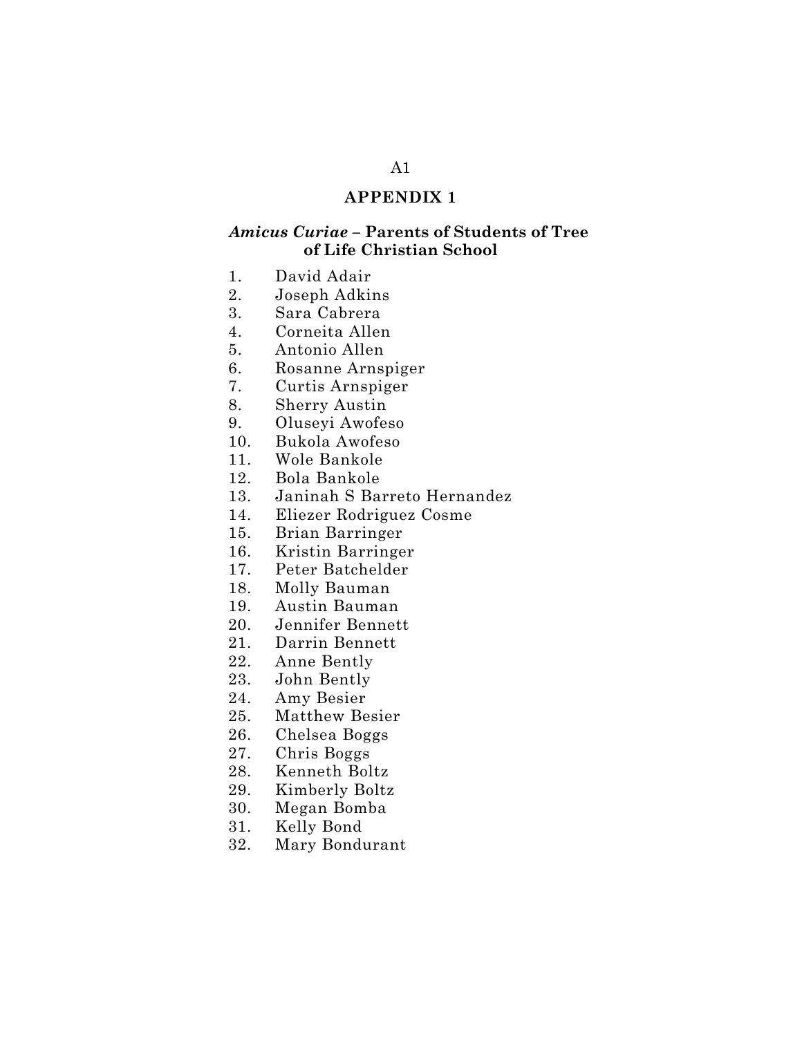## APPENDIX 1

### *Amicus Curiae* – Parents of Students of Tree of Life Christian School

1. David Adair
2. Joseph Adkins
3. Sara Cabrera
4. Corneita Allen
5. Antonio Allen
6. Rosanne Arnspiger
7. Curtis Arnspiger
8. Sherry Austin
9. Oluseyi Awofeso
10. Bukola Awofeso
11. Wole Bankole
12. Bola Bankole
13. Janinah S Barreto Hernandez
14. Eliezer Rodriguez Cosme
15. Brian Barringer
16. Kristin Barringer
17. Peter Batchelder
18. Molly Bauman
19. Austin Bauman
20. Jennifer Bennett
21. Darrin Bennett
22. Anne Bently
23. John Bently
24. Amy Besier
25. Matthew Besier
26. Chelsea Boggs
27. Chris Boggs
28. Kenneth Boltz
29. Kimberly Boltz
30. Megan Bomba
31. Kelly Bond
32. Mary Bondurant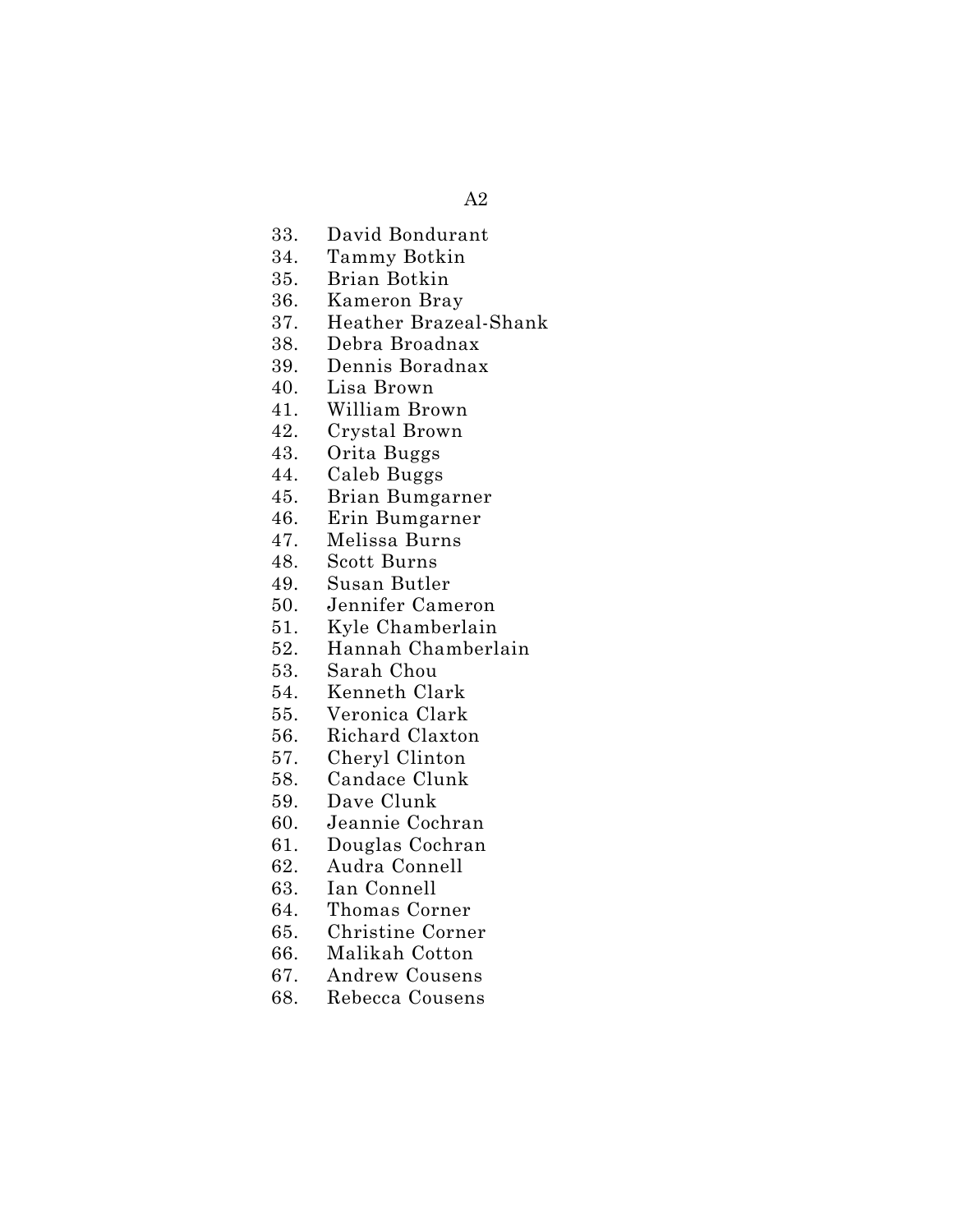33. David Bondurant
34. Tammy Botkin
35. Brian Botkin
36. Kameron Bray
37. Heather Brazeal-Shank
38. Debra Broadnax
39. Dennis Boradnax
40. Lisa Brown
41. William Brown
42. Crystal Brown
43. Orita Buggs
44. Caleb Buggs
45. Brian Bumgarner
46. Erin Bumgarner
47. Melissa Burns
48. Scott Burns
49. Susan Butler
50. Jennifer Cameron
51. Kyle Chamberlain
52. Hannah Chamberlain
53. Sarah Chou
54. Kenneth Clark
55. Veronica Clark
56. Richard Claxton
57. Cheryl Clinton
58. Candace Clunk
59. Dave Clunk
60. Jeannie Cochran
61. Douglas Cochran
62. Audra Connell
63. Ian Connell
64. Thomas Corner
65. Christine Corner
66. Malikah Cotton
67. Andrew Cousens
68. Rebecca Cousens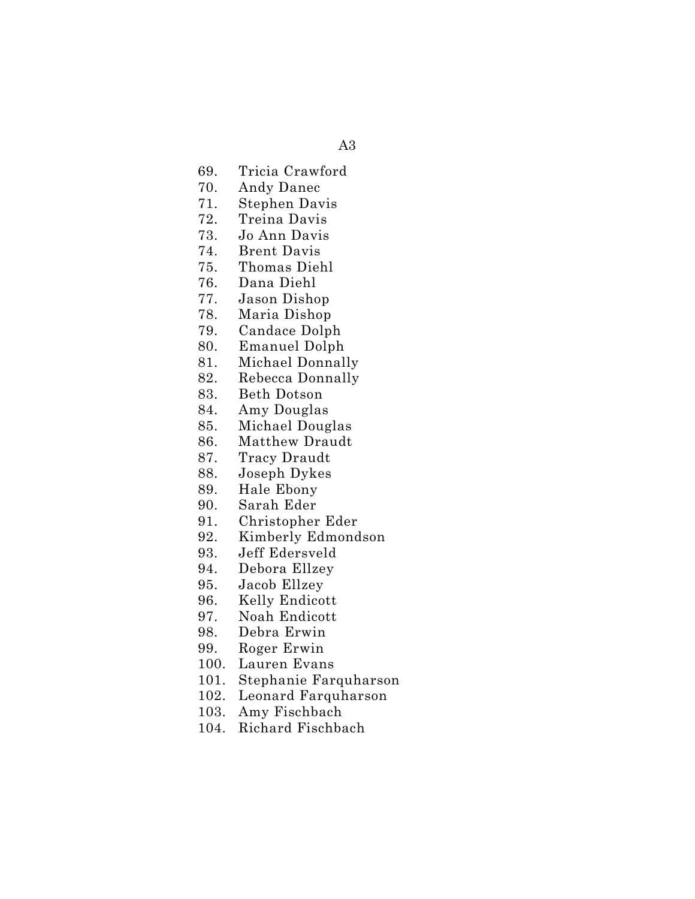69. Tricia Crawford
70. Andy Danec
71. Stephen Davis
72. Treina Davis
73. Jo Ann Davis
74. Brent Davis
75. Thomas Diehl
76. Dana Diehl
77. Jason Dishop
78. Maria Dishop
79. Candace Dolph
80. Emanuel Dolph
81. Michael Donnally
82. Rebecca Donnally
83. Beth Dotson
84. Amy Douglas
85. Michael Douglas
86. Matthew Draudt
87. Tracy Draudt
88. Joseph Dykes
89. Hale Ebony
90. Sarah Eder
91. Christopher Eder
92. Kimberly Edmondson
93. Jeff Edersveld
94. Debora Ellzey
95. Jacob Ellzey
96. Kelly Endicott
97. Noah Endicott
98. Debra Erwin
99. Roger Erwin
100. Lauren Evans
101. Stephanie Farquharson
102. Leonard Farquharson
103. Amy Fischbach
104. Richard Fischbach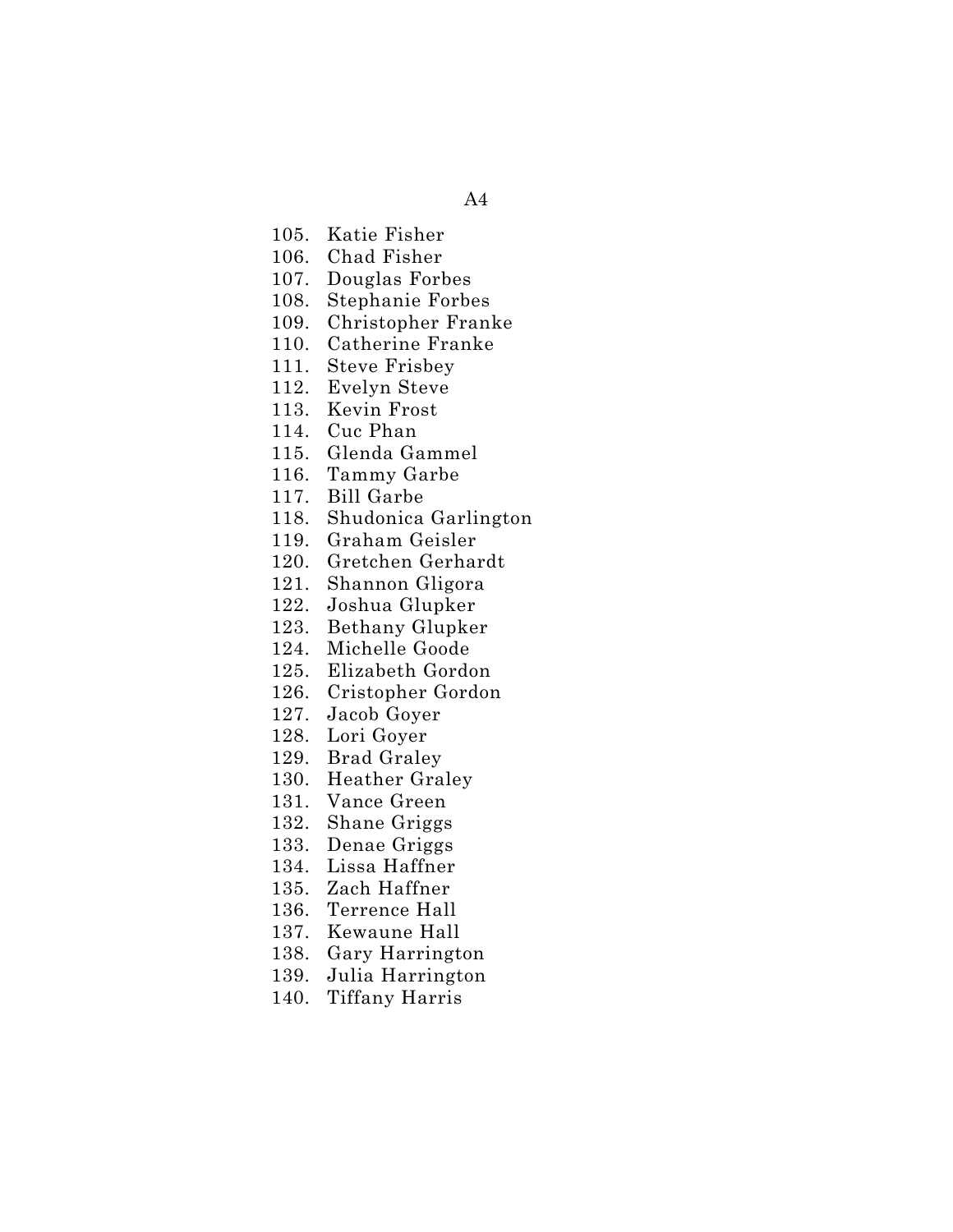105. Katie Fisher
106. Chad Fisher
107. Douglas Forbes
108. Stephanie Forbes
109. Christopher Franke
110. Catherine Franke
111. Steve Frisbey
112. Evelyn Steve
113. Kevin Frost
114. Cuc Phan
115. Glenda Gammel
116. Tammy Garbe
117. Bill Garbe
118. Shudonica Garlington
119. Graham Geisler
120. Gretchen Gerhardt
121. Shannon Gligora
122. Joshua Glupker
123. Bethany Glupker
124. Michelle Goode
125. Elizabeth Gordon
126. Cristopher Gordon
127. Jacob Goyer
128. Lori Goyer
129. Brad Graley
130. Heather Graley
131. Vance Green
132. Shane Griggs
133. Denae Griggs
134. Lissa Haffner
135. Zach Haffner
136. Terrence Hall
137. Kewaune Hall
138. Gary Harrington
139. Julia Harrington
140. Tiffany Harris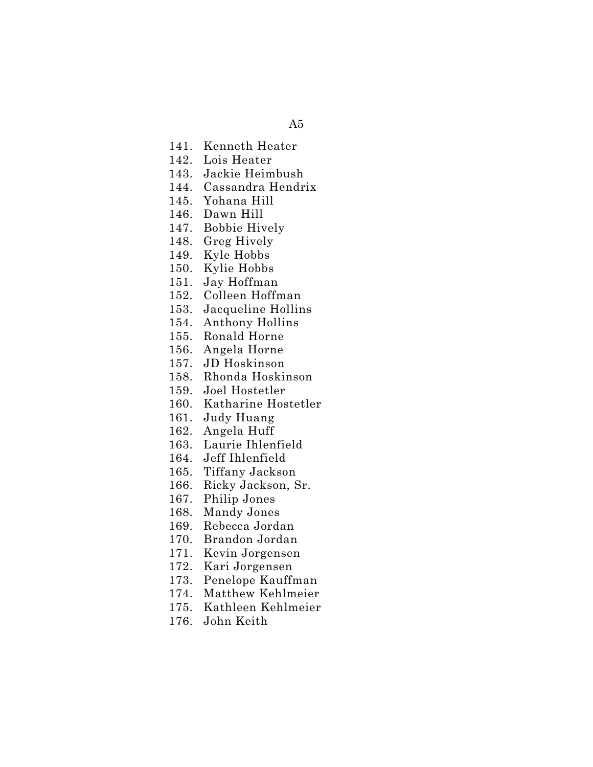141. Kenneth Heater
142. Lois Heater
143. Jackie Heimbush
144. Cassandra Hendrix
145. Yohana Hill
146. Dawn Hill
147. Bobbie Hively
148. Greg Hively
149. Kyle Hobbs
150. Kylie Hobbs
151. Jay Hoffman
152. Colleen Hoffman
153. Jacqueline Hollins
154. Anthony Hollins
155. Ronald Horne
156. Angela Horne
157. JD Hoskinson
158. Rhonda Hoskinson
159. Joel Hostetler
160. Katharine Hostetler
161. Judy Huang
162. Angela Huff
163. Laurie Ihlenfield
164. Jeff Ihlenfield
165. Tiffany Jackson
166. Ricky Jackson, Sr.
167. Philip Jones
168. Mandy Jones
169. Rebecca Jordan
170. Brandon Jordan
171. Kevin Jorgensen
172. Kari Jorgensen
173. Penelope Kauffman
174. Matthew Kehlmeier
175. Kathleen Kehlmeier
176. John Keith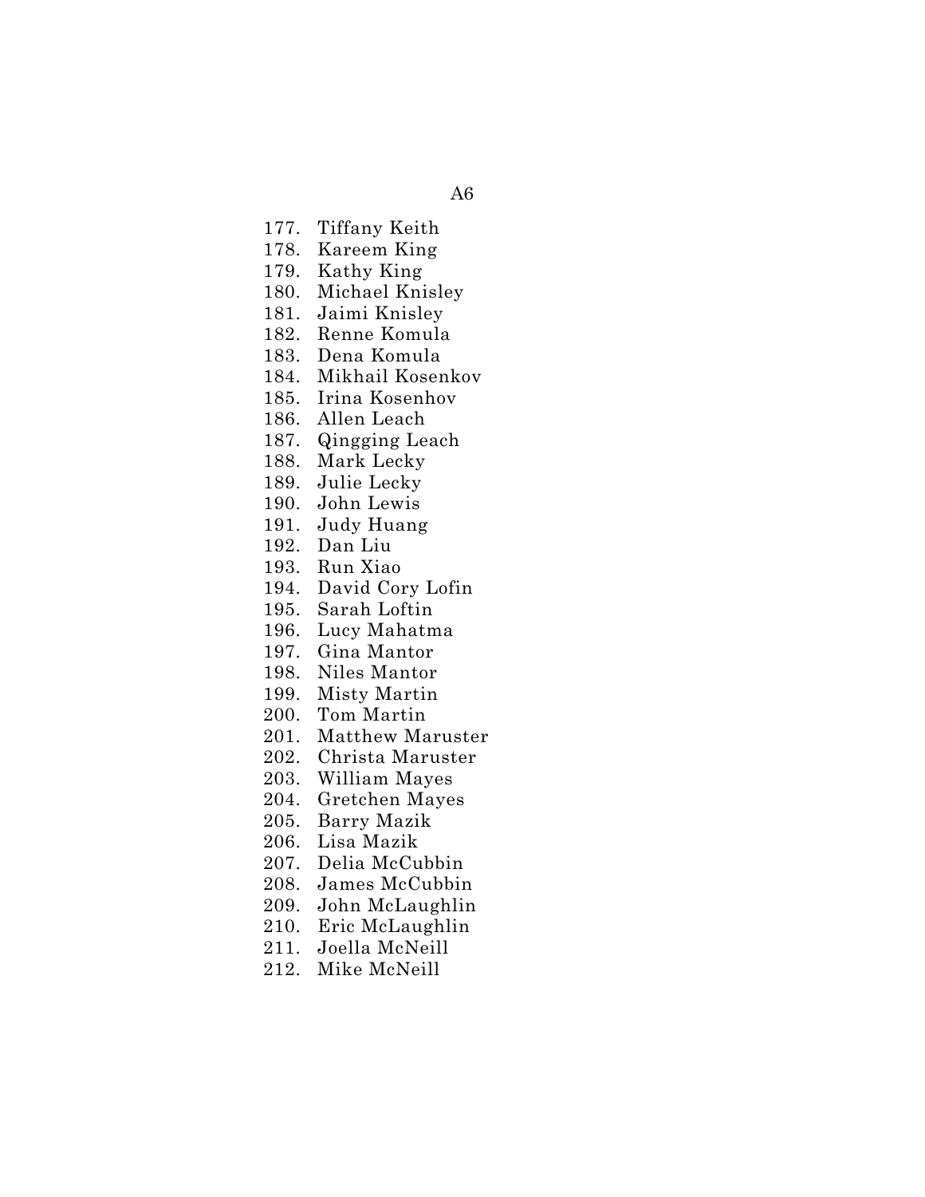177. Tiffany Keith
178. Kareem King
179. Kathy King
180. Michael Knisley
181. Jaimi Knisley
182. Renne Komula
183. Dena Komula
184. Mikhail Kosenkov
185. Irina Kosenhov
186. Allen Leach
187. Qingging Leach
188. Mark Lecky
189. Julie Lecky
190. John Lewis
191. Judy Huang
192. Dan Liu
193. Run Xiao
194. David Cory Lofin
195. Sarah Loftin
196. Lucy Mahatma
197. Gina Mantor
198. Niles Mantor
199. Misty Martin
200. Tom Martin
201. Matthew Maruster
202. Christa Maruster
203. William Mayes
204. Gretchen Mayes
205. Barry Mazik
206. Lisa Mazik
207. Delia McCubbin
208. James McCubbin
209. John McLaughlin
210. Eric McLaughlin
211. Joella McNeill
212. Mike McNeill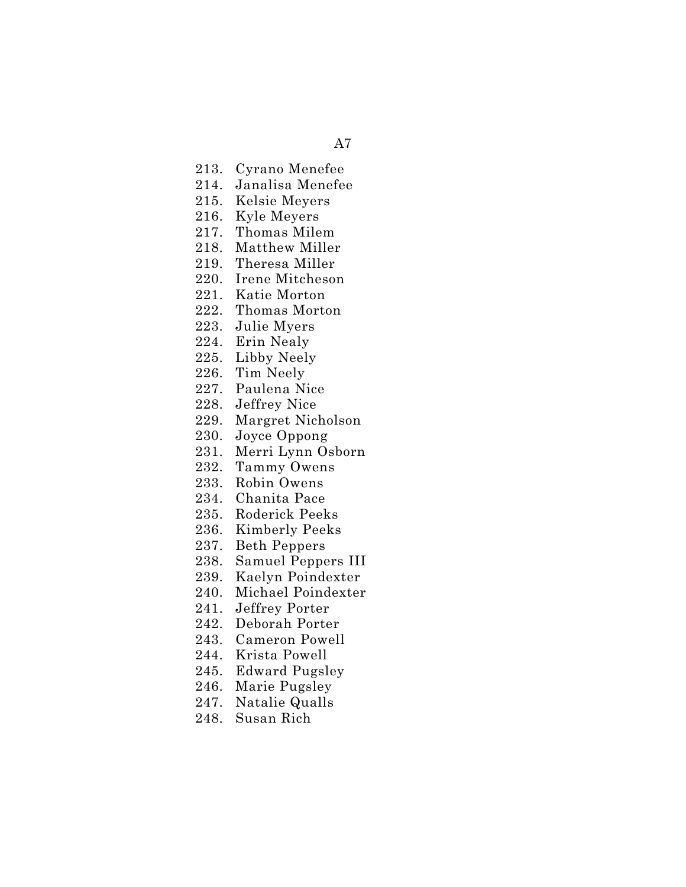213. Cyrano Menefee
214. Janalisa Menefee
215. Kelsie Meyers
216. Kyle Meyers
217. Thomas Milem
218. Matthew Miller
219. Theresa Miller
220. Irene Mitcheson
221. Katie Morton
222. Thomas Morton
223. Julie Myers
224. Erin Nealy
225. Libby Neely
226. Tim Neely
227. Paulena Nice
228. Jeffrey Nice
229. Margret Nicholson
230. Joyce Oppong
231. Merri Lynn Osborn
232. Tammy Owens
233. Robin Owens
234. Chanita Pace
235. Roderick Peeks
236. Kimberly Peeks
237. Beth Peppers
238. Samuel Peppers III
239. Kaelyn Poindexter
240. Michael Poindexter
241. Jeffrey Porter
242. Deborah Porter
243. Cameron Powell
244. Krista Powell
245. Edward Pugsley
246. Marie Pugsley
247. Natalie Qualls
248. Susan Rich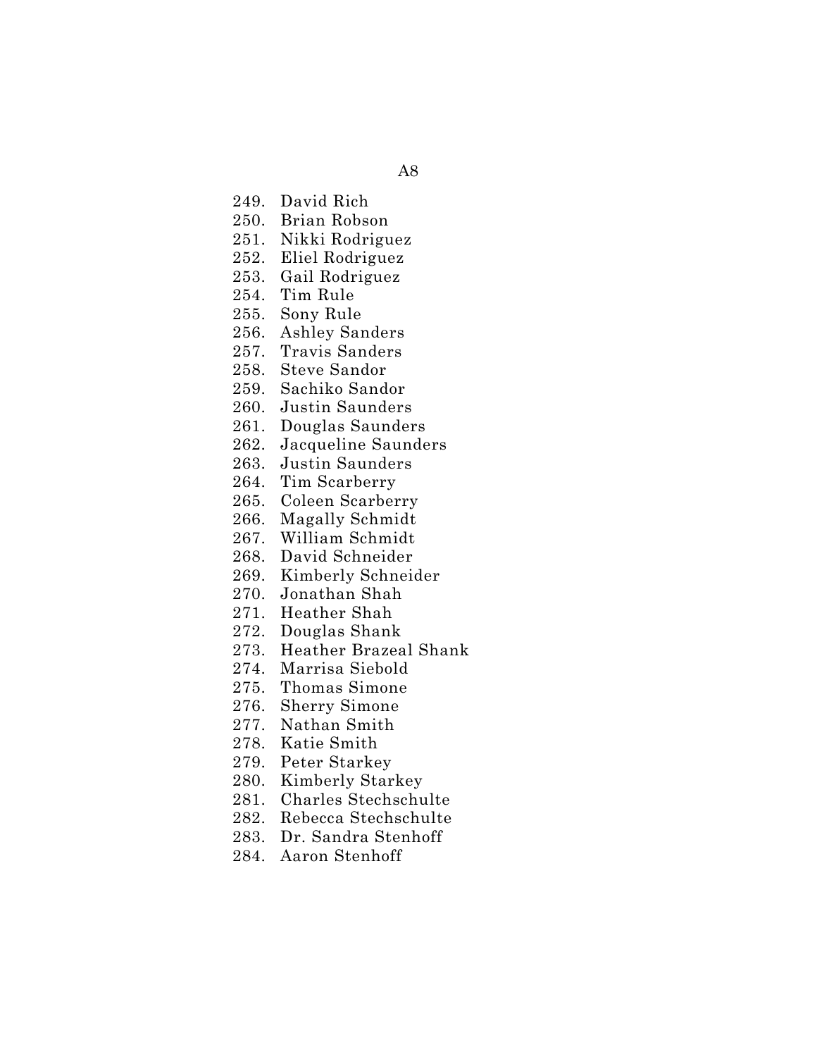249. David Rich
250. Brian Robson
251. Nikki Rodriguez
252. Eliel Rodriguez
253. Gail Rodriguez
254. Tim Rule
255. Sony Rule
256. Ashley Sanders
257. Travis Sanders
258. Steve Sandor
259. Sachiko Sandor
260. Justin Saunders
261. Douglas Saunders
262. Jacqueline Saunders
263. Justin Saunders
264. Tim Scarberry
265. Coleen Scarberry
266. Magally Schmidt
267. William Schmidt
268. David Schneider
269. Kimberly Schneider
270. Jonathan Shah
271. Heather Shah
272. Douglas Shank
273. Heather Brazeal Shank
274. Marrisa Siebold
275. Thomas Simone
276. Sherry Simone
277. Nathan Smith
278. Katie Smith
279. Peter Starkey
280. Kimberly Starkey
281. Charles Stechschulte
282. Rebecca Stechschulte
283. Dr. Sandra Stenhoff
284. Aaron Stenhoff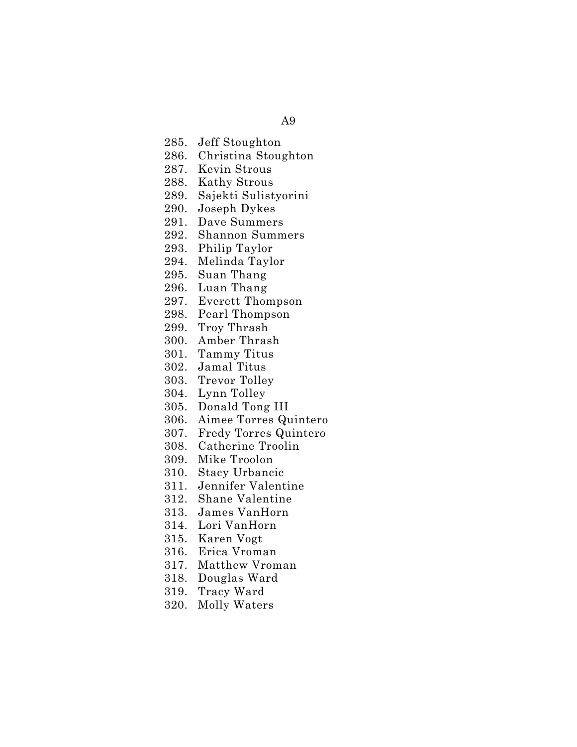285. Jeff Stoughton
286. Christina Stoughton
287. Kevin Strous
288. Kathy Strous
289. Sajekti Sulistyorini
290. Joseph Dykes
291. Dave Summers
292. Shannon Summers
293. Philip Taylor
294. Melinda Taylor
295. Suan Thang
296. Luan Thang
297. Everett Thompson
298. Pearl Thompson
299. Troy Thrash
300. Amber Thrash
301. Tammy Titus
302. Jamal Titus
303. Trevor Tolley
304. Lynn Tolley
305. Donald Tong III
306. Aimee Torres Quintero
307. Fredy Torres Quintero
308. Catherine Troolin
309. Mike Troolon
310. Stacy Urbancic
311. Jennifer Valentine
312. Shane Valentine
313. James VanHorn
314. Lori VanHorn
315. Karen Vogt
316. Erica Vroman
317. Matthew Vroman
318. Douglas Ward
319. Tracy Ward
320. Molly Waters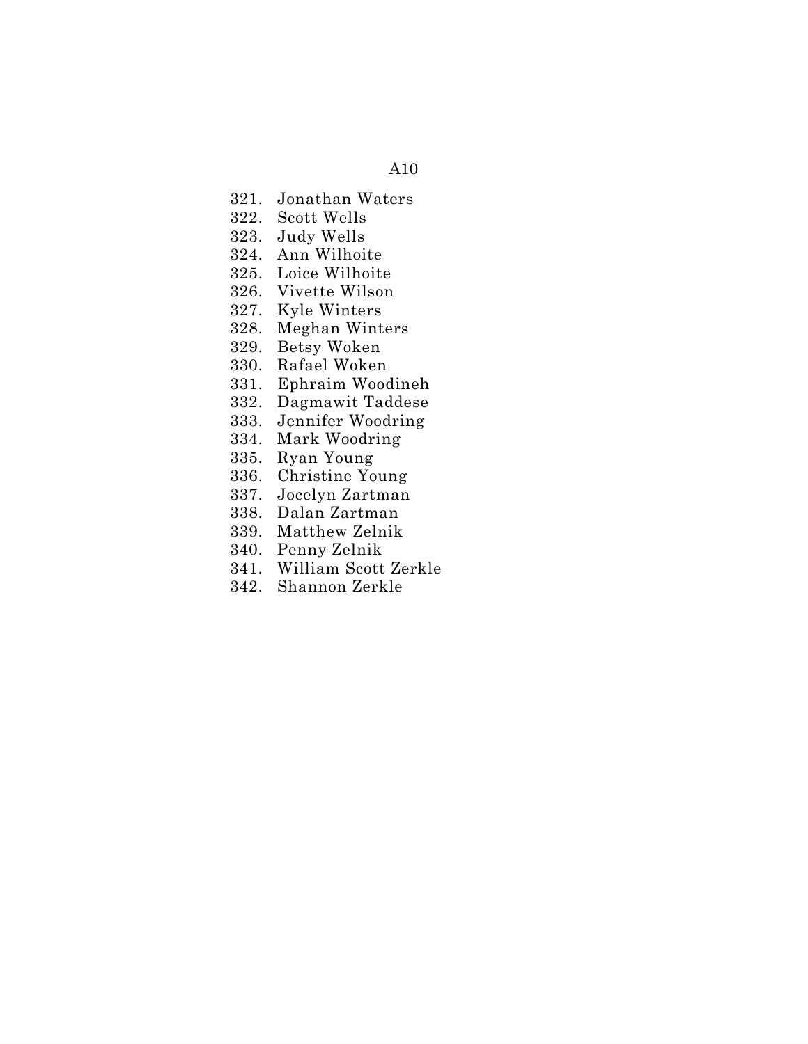321. Jonathan Waters
322. Scott Wells
323. Judy Wells
324. Ann Wilhoite
325. Loice Wilhoite
326. Vivette Wilson
327. Kyle Winters
328. Meghan Winters
329. Betsy Woken
330. Rafael Woken
331. Ephraim Woodineh
332. Dagmawit Taddese
333. Jennifer Woodring
334. Mark Woodring
335. Ryan Young
336. Christine Young
337. Jocelyn Zartman
338. Dalan Zartman
339. Matthew Zelnik
340. Penny Zelnik
341. William Scott Zerkle
342. Shannon Zerkle